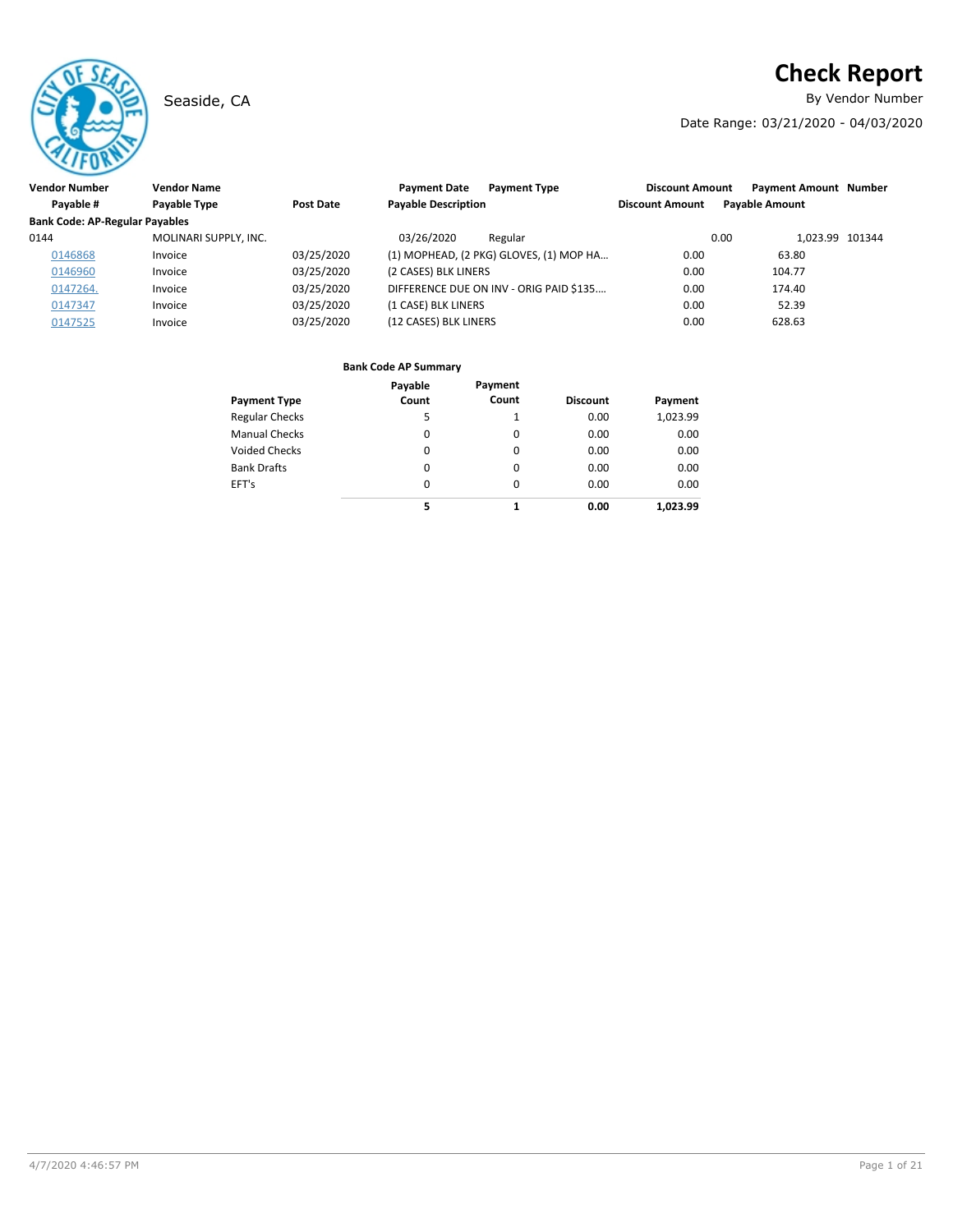# Check Report

Seaside, CA

By Vendor Number

Date Range: 03/21/2020 - 04/03/2020

| Vendor Number | Vendor Name | | Payment Date | Payment Type | Discount Amount | Payment Amount | Number |
|---|---|---|---|---|---|---|---|
| Payable # | Payable Type | Post Date | Payable Description | | Discount Amount | Payable Amount | |
| **Bank Code: AP-Regular Payables** | | | | | | | |
| 0144 | MOLINARI SUPPLY, INC. | | 03/26/2020 | Regular | 0.00 | 1,023.99 | 101344 |
| 0146868 | Invoice | 03/25/2020 | (1) MOPHEAD, (2 PKG) GLOVES, (1) MOP HA... | | 0.00 | 63.80 | |
| 0146960 | Invoice | 03/25/2020 | (2 CASES) BLK LINERS | | 0.00 | 104.77 | |
| 0147264. | Invoice | 03/25/2020 | DIFFERENCE DUE ON INV - ORIG PAID $135.... | | 0.00 | 174.40 | |
| 0147347 | Invoice | 03/25/2020 | (1 CASE) BLK LINERS | | 0.00 | 52.39 | |
| 0147525 | Invoice | 03/25/2020 | (12 CASES) BLK LINERS | | 0.00 | 628.63 | |

**Bank Code AP Summary**

| Payment Type | Payable Count | Payment Count | Discount | Payment |
|---|---|---|---|---|
| Regular Checks | 5 | 1 | 0.00 | 1,023.99 |
| Manual Checks | 0 | 0 | 0.00 | 0.00 |
| Voided Checks | 0 | 0 | 0.00 | 0.00 |
| Bank Drafts | 0 | 0 | 0.00 | 0.00 |
| EFT's | 0 | 0 | 0.00 | 0.00 |
| | **5** | **1** | **0.00** | **1,023.99** |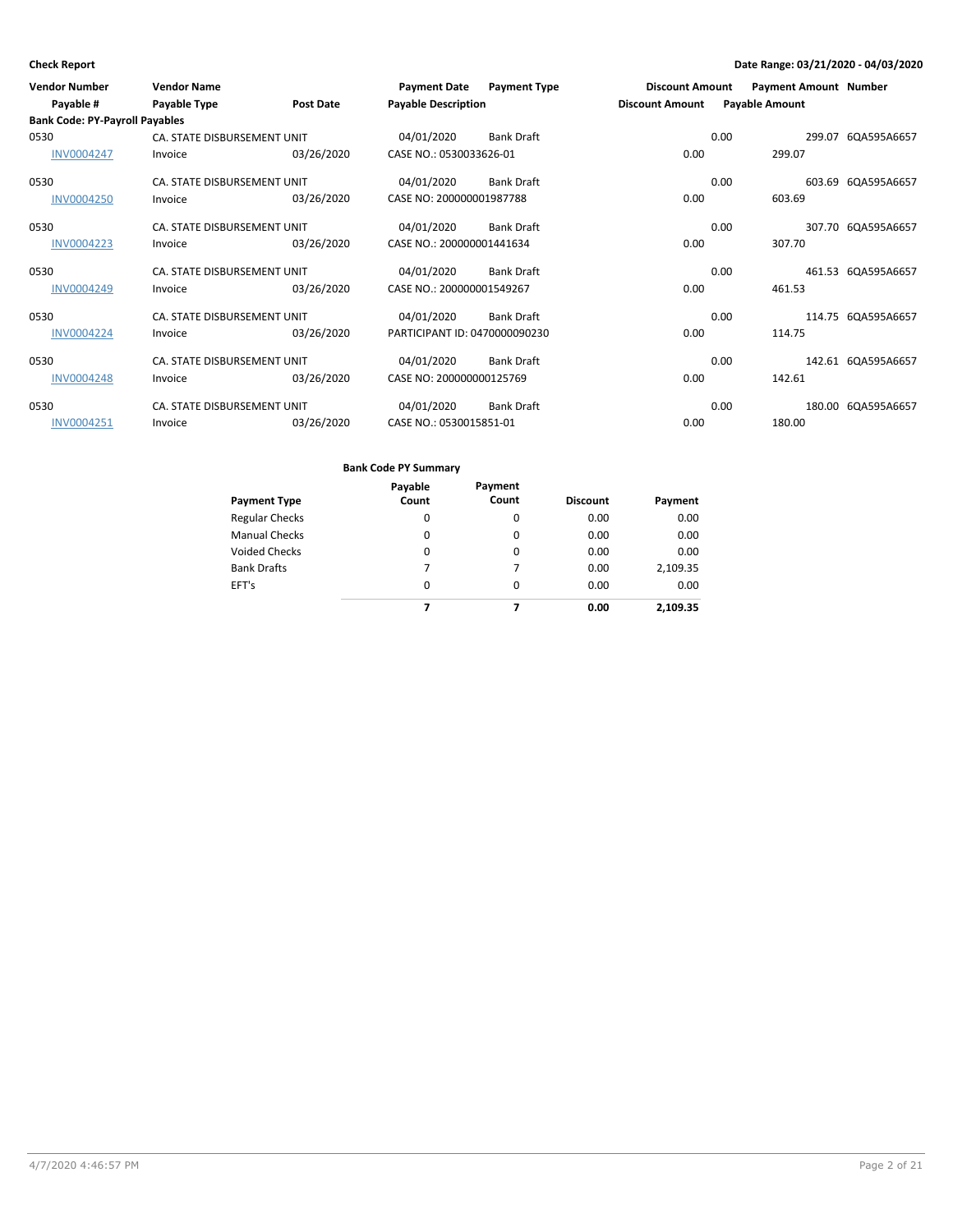**Check Report** | **Date Range: 03/21/2020 - 04/03/2020**

| Vendor Number / Payable # | Vendor Name / Payable Type | Post Date | Payment Date / Payable Description | Payment Type | Discount Amount / Discount Amount | Payment Amount / Payable Amount | Number |
|---|---|---|---|---|---|---|---|
| **Bank Code: PY-Payroll Payables** | | | | | | | |
| 0530 | CA. STATE DISBURSEMENT UNIT | | 04/01/2020 | Bank Draft | 0.00 | 299.07 | 6QA595A6657 |
| INV0004247 | Invoice | 03/26/2020 | CASE NO.: 0530033626-01 | | 0.00 | 299.07 | |
| 0530 | CA. STATE DISBURSEMENT UNIT | | 04/01/2020 | Bank Draft | 0.00 | 603.69 | 6QA595A6657 |
| INV0004250 | Invoice | 03/26/2020 | CASE NO: 200000001987788 | | 0.00 | 603.69 | |
| 0530 | CA. STATE DISBURSEMENT UNIT | | 04/01/2020 | Bank Draft | 0.00 | 307.70 | 6QA595A6657 |
| INV0004223 | Invoice | 03/26/2020 | CASE NO.: 200000001441634 | | 0.00 | 307.70 | |
| 0530 | CA. STATE DISBURSEMENT UNIT | | 04/01/2020 | Bank Draft | 0.00 | 461.53 | 6QA595A6657 |
| INV0004249 | Invoice | 03/26/2020 | CASE NO.: 200000001549267 | | 0.00 | 461.53 | |
| 0530 | CA. STATE DISBURSEMENT UNIT | | 04/01/2020 | Bank Draft | 0.00 | 114.75 | 6QA595A6657 |
| INV0004224 | Invoice | 03/26/2020 | PARTICIPANT ID: 0470000090230 | | 0.00 | 114.75 | |
| 0530 | CA. STATE DISBURSEMENT UNIT | | 04/01/2020 | Bank Draft | 0.00 | 142.61 | 6QA595A6657 |
| INV0004248 | Invoice | 03/26/2020 | CASE NO: 200000000125769 | | 0.00 | 142.61 | |
| 0530 | CA. STATE DISBURSEMENT UNIT | | 04/01/2020 | Bank Draft | 0.00 | 180.00 | 6QA595A6657 |
| INV0004251 | Invoice | 03/26/2020 | CASE NO.: 0530015851-01 | | 0.00 | 180.00 | |

**Bank Code PY Summary**

| Payment Type | Payable Count | Payment Count | Discount | Payment |
|---|---|---|---|---|
| Regular Checks | 0 | 0 | 0.00 | 0.00 |
| Manual Checks | 0 | 0 | 0.00 | 0.00 |
| Voided Checks | 0 | 0 | 0.00 | 0.00 |
| Bank Drafts | 7 | 7 | 0.00 | 2,109.35 |
| EFT's | 0 | 0 | 0.00 | 0.00 |
| | **7** | **7** | **0.00** | **2,109.35** |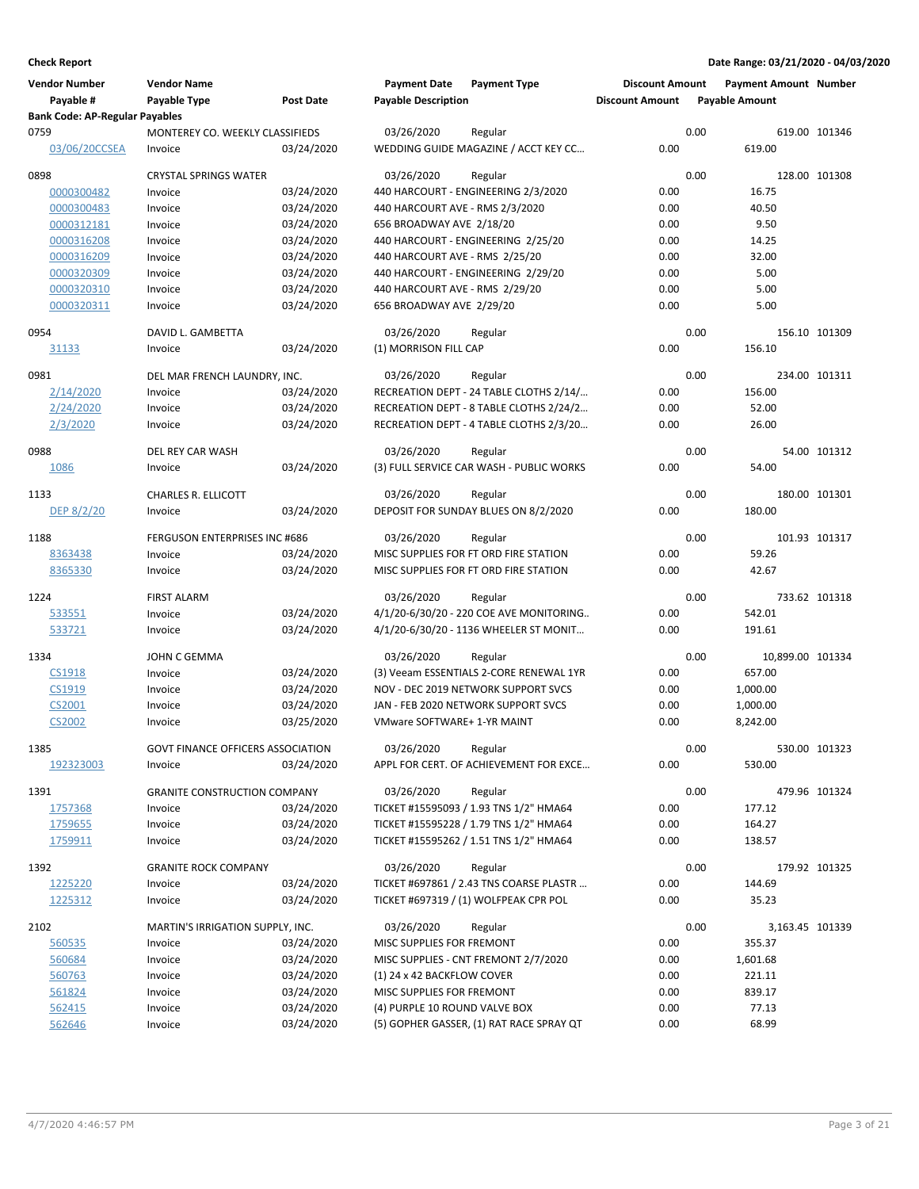**Check Report**

**Date Range: 03/21/2020 - 04/03/2020**

| Vendor Number / Payable # | Vendor Name / Payable Type | Post Date | Payment Date / Payable Description | Payment Type | Discount Amount / Discount Amount | Payment Amount / Payable Amount | Number |
|---|---|---|---|---|---|---|---|
| **Bank Code: AP-Regular Payables** | | | | | | | |
| 0759 | MONTEREY CO. WEEKLY CLASSIFIEDS | | 03/26/2020 | Regular | 0.00 | 619.00 | 101346 |
| 03/06/20CCSEA | Invoice | 03/24/2020 | WEDDING GUIDE MAGAZINE / ACCT KEY CC... | | 0.00 | 619.00 | |
| 0898 | CRYSTAL SPRINGS WATER | | 03/26/2020 | Regular | 0.00 | 128.00 | 101308 |
| 0000300482 | Invoice | 03/24/2020 | 440 HARCOURT - ENGINEERING 2/3/2020 | | 0.00 | 16.75 | |
| 0000300483 | Invoice | 03/24/2020 | 440 HARCOURT AVE - RMS 2/3/2020 | | 0.00 | 40.50 | |
| 0000312181 | Invoice | 03/24/2020 | 656 BROADWAY AVE 2/18/20 | | 0.00 | 9.50 | |
| 0000316208 | Invoice | 03/24/2020 | 440 HARCOURT - ENGINEERING 2/25/20 | | 0.00 | 14.25 | |
| 0000316209 | Invoice | 03/24/2020 | 440 HARCOURT AVE - RMS 2/25/20 | | 0.00 | 32.00 | |
| 0000320309 | Invoice | 03/24/2020 | 440 HARCOURT - ENGINEERING 2/29/20 | | 0.00 | 5.00 | |
| 0000320310 | Invoice | 03/24/2020 | 440 HARCOURT AVE - RMS 2/29/20 | | 0.00 | 5.00 | |
| 0000320311 | Invoice | 03/24/2020 | 656 BROADWAY AVE 2/29/20 | | 0.00 | 5.00 | |
| 0954 | DAVID L. GAMBETTA | | 03/26/2020 | Regular | 0.00 | 156.10 | 101309 |
| 31133 | Invoice | 03/24/2020 | (1) MORRISON FILL CAP | | 0.00 | 156.10 | |
| 0981 | DEL MAR FRENCH LAUNDRY, INC. | | 03/26/2020 | Regular | 0.00 | 234.00 | 101311 |
| 2/14/2020 | Invoice | 03/24/2020 | RECREATION DEPT - 24 TABLE CLOTHS 2/14/... | | 0.00 | 156.00 | |
| 2/24/2020 | Invoice | 03/24/2020 | RECREATION DEPT - 8 TABLE CLOTHS 2/24/2... | | 0.00 | 52.00 | |
| 2/3/2020 | Invoice | 03/24/2020 | RECREATION DEPT - 4 TABLE CLOTHS 2/3/20... | | 0.00 | 26.00 | |
| 0988 | DEL REY CAR WASH | | 03/26/2020 | Regular | 0.00 | 54.00 | 101312 |
| 1086 | Invoice | 03/24/2020 | (3) FULL SERVICE CAR WASH - PUBLIC WORKS | | 0.00 | 54.00 | |
| 1133 | CHARLES R. ELLICOTT | | 03/26/2020 | Regular | 0.00 | 180.00 | 101301 |
| DEP 8/2/20 | Invoice | 03/24/2020 | DEPOSIT FOR SUNDAY BLUES ON 8/2/2020 | | 0.00 | 180.00 | |
| 1188 | FERGUSON ENTERPRISES INC #686 | | 03/26/2020 | Regular | 0.00 | 101.93 | 101317 |
| 8363438 | Invoice | 03/24/2020 | MISC SUPPLIES FOR FT ORD FIRE STATION | | 0.00 | 59.26 | |
| 8365330 | Invoice | 03/24/2020 | MISC SUPPLIES FOR FT ORD FIRE STATION | | 0.00 | 42.67 | |
| 1224 | FIRST ALARM | | 03/26/2020 | Regular | 0.00 | 733.62 | 101318 |
| 533551 | Invoice | 03/24/2020 | 4/1/20-6/30/20 - 220 COE AVE MONITORING.. | | 0.00 | 542.01 | |
| 533721 | Invoice | 03/24/2020 | 4/1/20-6/30/20 - 1136 WHEELER ST MONIT... | | 0.00 | 191.61 | |
| 1334 | JOHN C GEMMA | | 03/26/2020 | Regular | 0.00 | 10,899.00 | 101334 |
| CS1918 | Invoice | 03/24/2020 | (3) Veeam ESSENTIALS 2-CORE RENEWAL 1YR | | 0.00 | 657.00 | |
| CS1919 | Invoice | 03/24/2020 | NOV - DEC 2019 NETWORK SUPPORT SVCS | | 0.00 | 1,000.00 | |
| CS2001 | Invoice | 03/24/2020 | JAN - FEB 2020 NETWORK SUPPORT SVCS | | 0.00 | 1,000.00 | |
| CS2002 | Invoice | 03/25/2020 | VMware SOFTWARE+ 1-YR MAINT | | 0.00 | 8,242.00 | |
| 1385 | GOVT FINANCE OFFICERS ASSOCIATION | | 03/26/2020 | Regular | 0.00 | 530.00 | 101323 |
| 192323003 | Invoice | 03/24/2020 | APPL FOR CERT. OF ACHIEVEMENT FOR EXCE... | | 0.00 | 530.00 | |
| 1391 | GRANITE CONSTRUCTION COMPANY | | 03/26/2020 | Regular | 0.00 | 479.96 | 101324 |
| 1757368 | Invoice | 03/24/2020 | TICKET #15595093 / 1.93 TNS 1/2" HMA64 | | 0.00 | 177.12 | |
| 1759655 | Invoice | 03/24/2020 | TICKET #15595228 / 1.79 TNS 1/2" HMA64 | | 0.00 | 164.27 | |
| 1759911 | Invoice | 03/24/2020 | TICKET #15595262 / 1.51 TNS 1/2" HMA64 | | 0.00 | 138.57 | |
| 1392 | GRANITE ROCK COMPANY | | 03/26/2020 | Regular | 0.00 | 179.92 | 101325 |
| 1225220 | Invoice | 03/24/2020 | TICKET #697861 / 2.43 TNS COARSE PLASTR ... | | 0.00 | 144.69 | |
| 1225312 | Invoice | 03/24/2020 | TICKET #697319 / (1) WOLFPEAK CPR POL | | 0.00 | 35.23 | |
| 2102 | MARTIN'S IRRIGATION SUPPLY, INC. | | 03/26/2020 | Regular | 0.00 | 3,163.45 | 101339 |
| 560535 | Invoice | 03/24/2020 | MISC SUPPLIES FOR FREMONT | | 0.00 | 355.37 | |
| 560684 | Invoice | 03/24/2020 | MISC SUPPLIES - CNT FREMONT 2/7/2020 | | 0.00 | 1,601.68 | |
| 560763 | Invoice | 03/24/2020 | (1) 24 x 42 BACKFLOW COVER | | 0.00 | 221.11 | |
| 561824 | Invoice | 03/24/2020 | MISC SUPPLIES FOR FREMONT | | 0.00 | 839.17 | |
| 562415 | Invoice | 03/24/2020 | (4) PURPLE 10 ROUND VALVE BOX | | 0.00 | 77.13 | |
| 562646 | Invoice | 03/24/2020 | (5) GOPHER GASSER, (1) RAT RACE SPRAY QT | | 0.00 | 68.99 | |

4/7/2020 4:46:57 PM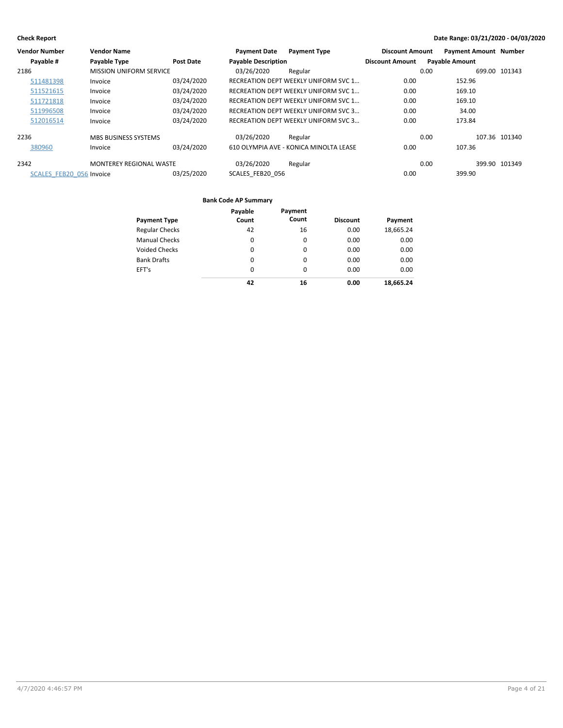| Vendor Number | Vendor Name | | Payment Date | Payment Type | Discount Amount | Payment Amount | Number |
|---|---|---|---|---|---|---|---|
| Payable # | Payable Type | Post Date | Payable Description | | Discount Amount | Payable Amount | |
| 2186 | MISSION UNIFORM SERVICE | | 03/26/2020 | Regular | 0.00 | 699.00 | 101343 |
| 511481398 | Invoice | 03/24/2020 | RECREATION DEPT WEEKLY UNIFORM SVC 1... | | 0.00 | 152.96 | |
| 511521615 | Invoice | 03/24/2020 | RECREATION DEPT WEEKLY UNIFORM SVC 1... | | 0.00 | 169.10 | |
| 511721818 | Invoice | 03/24/2020 | RECREATION DEPT WEEKLY UNIFORM SVC 1... | | 0.00 | 169.10 | |
| 511996508 | Invoice | 03/24/2020 | RECREATION DEPT WEEKLY UNIFORM SVC 3... | | 0.00 | 34.00 | |
| 512016514 | Invoice | 03/24/2020 | RECREATION DEPT WEEKLY UNIFORM SVC 3... | | 0.00 | 173.84 | |
| 2236 | MBS BUSINESS SYSTEMS | | 03/26/2020 | Regular | 0.00 | 107.36 | 101340 |
| 380960 | Invoice | 03/24/2020 | 610 OLYMPIA AVE - KONICA MINOLTA LEASE | | 0.00 | 107.36 | |
| 2342 | MONTEREY REGIONAL WASTE | | 03/26/2020 | Regular | 0.00 | 399.90 | 101349 |
| SCALES_FEB20_056 | Invoice | 03/25/2020 | SCALES_FEB20_056 | | 0.00 | 399.90 | |

**Bank Code AP Summary**

| Payment Type | Payable Count | Payment Count | Discount | Payment |
|---|---|---|---|---|
| Regular Checks | 42 | 16 | 0.00 | 18,665.24 |
| Manual Checks | 0 | 0 | 0.00 | 0.00 |
| Voided Checks | 0 | 0 | 0.00 | 0.00 |
| Bank Drafts | 0 | 0 | 0.00 | 0.00 |
| EFT's | 0 | 0 | 0.00 | 0.00 |
| | **42** | **16** | **0.00** | **18,665.24** |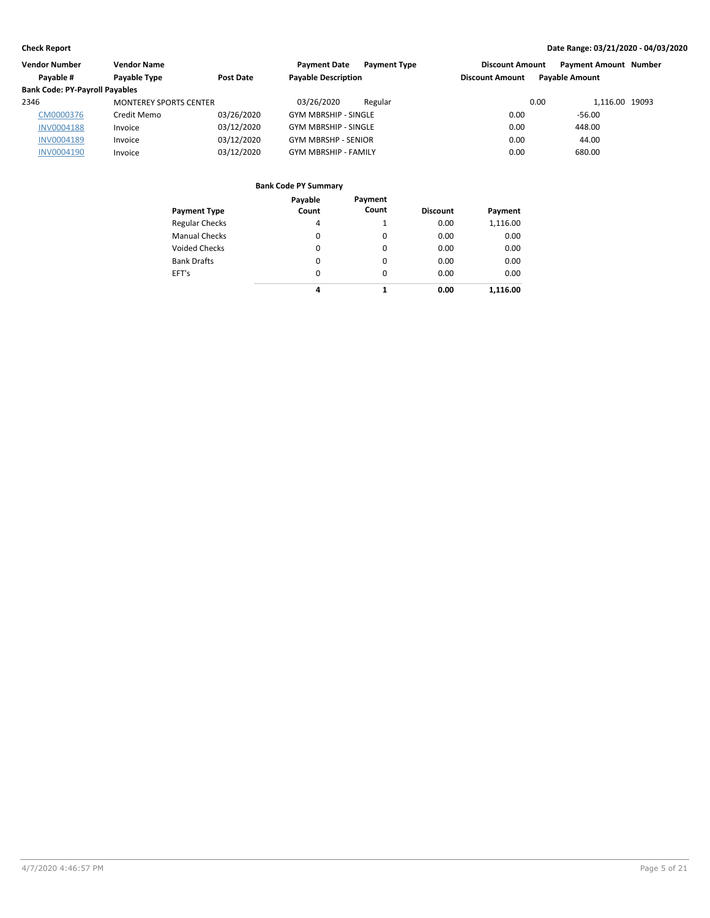**Check Report**

**Date Range: 03/21/2020 - 04/03/2020**

| Vendor Number | Vendor Name | | Payment Date | Payment Type | Discount Amount | Payment Amount | Number |
|---|---|---|---|---|---|---|---|
| Payable # | Payable Type | Post Date | Payable Description | | Discount Amount | Payable Amount | |
| **Bank Code: PY-Payroll Payables** | | | | | | | |
| 2346 | MONTEREY SPORTS CENTER | | 03/26/2020 | Regular | 0.00 | 1,116.00 | 19093 |
| CM0000376 | Credit Memo | 03/26/2020 | GYM MBRSHIP - SINGLE | | 0.00 | -56.00 | |
| INV0004188 | Invoice | 03/12/2020 | GYM MBRSHIP - SINGLE | | 0.00 | 448.00 | |
| INV0004189 | Invoice | 03/12/2020 | GYM MBRSHP - SENIOR | | 0.00 | 44.00 | |
| INV0004190 | Invoice | 03/12/2020 | GYM MBRSHIP - FAMILY | | 0.00 | 680.00 | |

**Bank Code PY Summary**

| Payment Type | Payable Count | Payment Count | Discount | Payment |
|---|---|---|---|---|
| Regular Checks | 4 | 1 | 0.00 | 1,116.00 |
| Manual Checks | 0 | 0 | 0.00 | 0.00 |
| Voided Checks | 0 | 0 | 0.00 | 0.00 |
| Bank Drafts | 0 | 0 | 0.00 | 0.00 |
| EFT's | 0 | 0 | 0.00 | 0.00 |
| | **4** | **1** | **0.00** | **1,116.00** |

4/7/2020 4:46:57 PM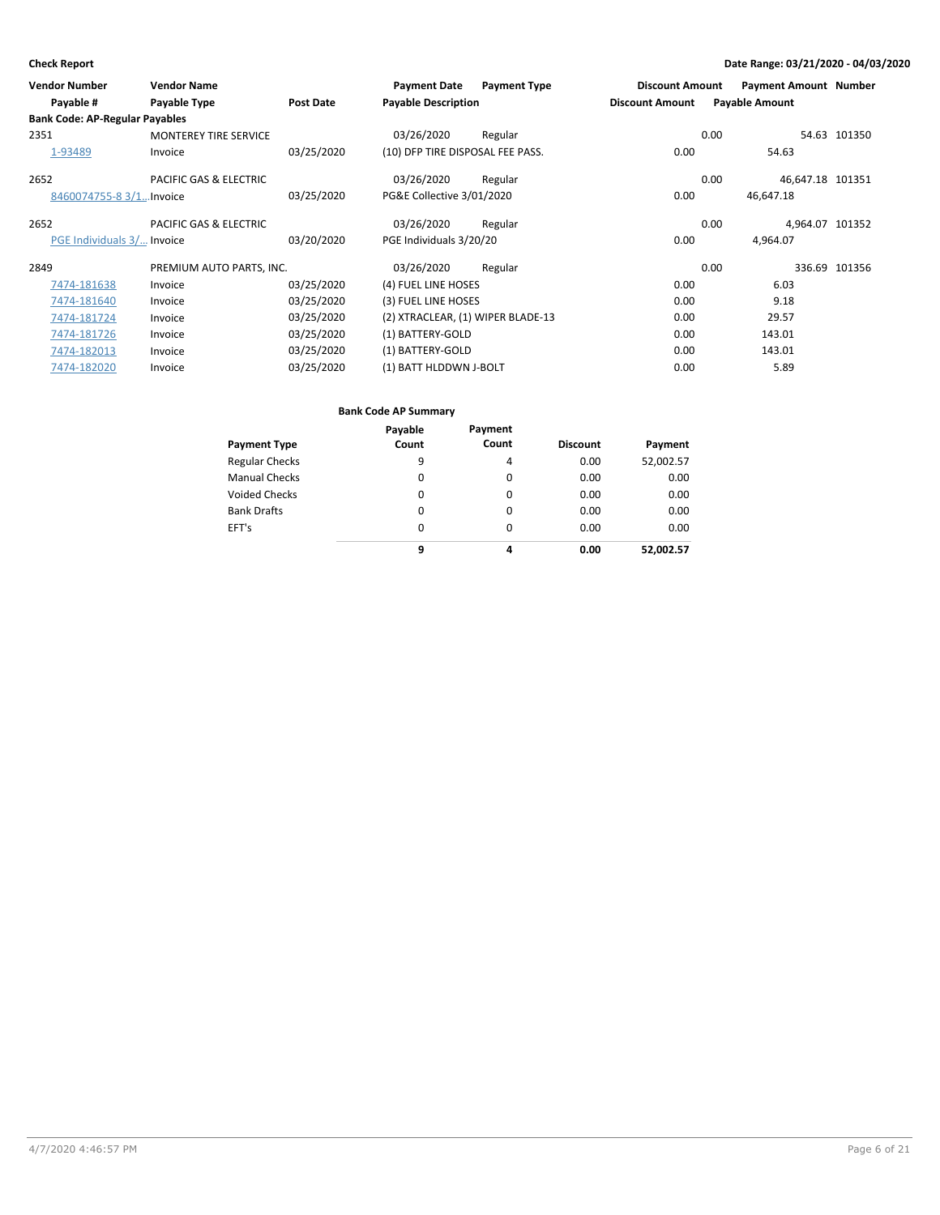**Check Report**

**Date Range: 03/21/2020 - 04/03/2020**

| Vendor Number | Vendor Name | | Payment Date | Payment Type | Discount Amount | Payment Amount | Number |
|---|---|---|---|---|---|---|---|
| Payable # | Payable Type | Post Date | Payable Description | | Discount Amount | Payable Amount | |
| **Bank Code: AP-Regular Payables** | | | | | | | |
| 2351 | MONTEREY TIRE SERVICE | | 03/26/2020 | Regular | 0.00 | 54.63 | 101350 |
| 1-93489 | Invoice | 03/25/2020 | (10) DFP TIRE DISPOSAL FEE PASS. | | 0.00 | 54.63 | |
| 2652 | PACIFIC GAS & ELECTRIC | | 03/26/2020 | Regular | 0.00 | 46,647.18 | 101351 |
| 8460074755-8 3/1... | Invoice | 03/25/2020 | PG&E Collective 3/01/2020 | | 0.00 | 46,647.18 | |
| 2652 | PACIFIC GAS & ELECTRIC | | 03/26/2020 | Regular | 0.00 | 4,964.07 | 101352 |
| PGE Individuals 3/... | Invoice | 03/20/2020 | PGE Individuals 3/20/20 | | 0.00 | 4,964.07 | |
| 2849 | PREMIUM AUTO PARTS, INC. | | 03/26/2020 | Regular | 0.00 | 336.69 | 101356 |
| 7474-181638 | Invoice | 03/25/2020 | (4) FUEL LINE HOSES | | 0.00 | 6.03 | |
| 7474-181640 | Invoice | 03/25/2020 | (3) FUEL LINE HOSES | | 0.00 | 9.18 | |
| 7474-181724 | Invoice | 03/25/2020 | (2) XTRACLEAR, (1) WIPER BLADE-13 | | 0.00 | 29.57 | |
| 7474-181726 | Invoice | 03/25/2020 | (1) BATTERY-GOLD | | 0.00 | 143.01 | |
| 7474-182013 | Invoice | 03/25/2020 | (1) BATTERY-GOLD | | 0.00 | 143.01 | |
| 7474-182020 | Invoice | 03/25/2020 | (1) BATT HLDDWN J-BOLT | | 0.00 | 5.89 | |

**Bank Code AP Summary**

| Payment Type | Payable Count | Payment Count | Discount | Payment |
|---|---|---|---|---|
| Regular Checks | 9 | 4 | 0.00 | 52,002.57 |
| Manual Checks | 0 | 0 | 0.00 | 0.00 |
| Voided Checks | 0 | 0 | 0.00 | 0.00 |
| Bank Drafts | 0 | 0 | 0.00 | 0.00 |
| EFT's | 0 | 0 | 0.00 | 0.00 |
| | **9** | **4** | **0.00** | **52,002.57** |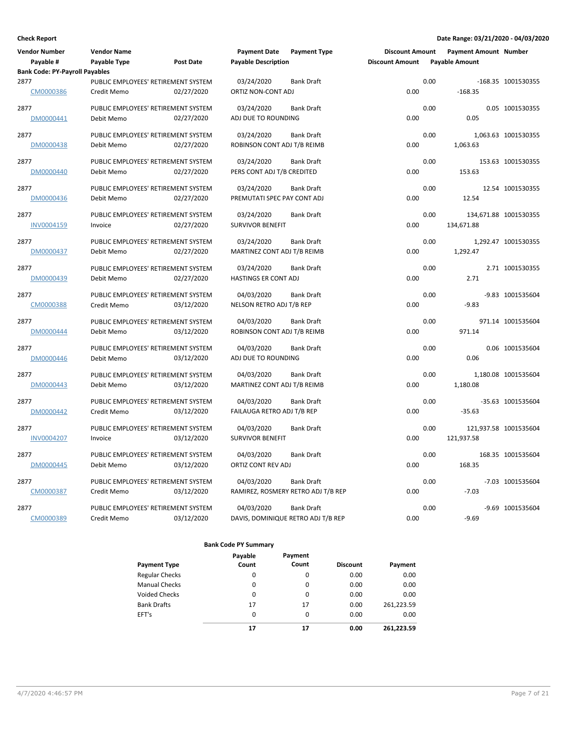**Check Report**

**Date Range: 03/21/2020 - 04/03/2020**

| Vendor Number / Payable # | Vendor Name / Payable Type | Post Date | Payment Date / Payable Description | Payment Type | Discount Amount | Payment Amount / Payable Amount | Number |
|---|---|---|---|---|---|---|---|
| **Bank Code: PY-Payroll Payables** | | | | | | | |
| 2877 | PUBLIC EMPLOYEES' RETIREMENT SYSTEM | | 03/24/2020 | Bank Draft | 0.00 | -168.35 | 1001530355 |
| CM0000386 | Credit Memo | 02/27/2020 | ORTIZ NON-CONT ADJ | | 0.00 | -168.35 | |
| 2877 | PUBLIC EMPLOYEES' RETIREMENT SYSTEM | | 03/24/2020 | Bank Draft | 0.00 | 0.05 | 1001530355 |
| DM0000441 | Debit Memo | 02/27/2020 | ADJ DUE TO ROUNDING | | 0.00 | 0.05 | |
| 2877 | PUBLIC EMPLOYEES' RETIREMENT SYSTEM | | 03/24/2020 | Bank Draft | 0.00 | 1,063.63 | 1001530355 |
| DM0000438 | Debit Memo | 02/27/2020 | ROBINSON CONT ADJ T/B REIMB | | 0.00 | 1,063.63 | |
| 2877 | PUBLIC EMPLOYEES' RETIREMENT SYSTEM | | 03/24/2020 | Bank Draft | 0.00 | 153.63 | 1001530355 |
| DM0000440 | Debit Memo | 02/27/2020 | PERS CONT ADJ T/B CREDITED | | 0.00 | 153.63 | |
| 2877 | PUBLIC EMPLOYEES' RETIREMENT SYSTEM | | 03/24/2020 | Bank Draft | 0.00 | 12.54 | 1001530355 |
| DM0000436 | Debit Memo | 02/27/2020 | PREMUTATI SPEC PAY CONT ADJ | | 0.00 | 12.54 | |
| 2877 | PUBLIC EMPLOYEES' RETIREMENT SYSTEM | | 03/24/2020 | Bank Draft | 0.00 | 134,671.88 | 1001530355 |
| INV0004159 | Invoice | 02/27/2020 | SURVIVOR BENEFIT | | 0.00 | 134,671.88 | |
| 2877 | PUBLIC EMPLOYEES' RETIREMENT SYSTEM | | 03/24/2020 | Bank Draft | 0.00 | 1,292.47 | 1001530355 |
| DM0000437 | Debit Memo | 02/27/2020 | MARTINEZ CONT ADJ T/B REIMB | | 0.00 | 1,292.47 | |
| 2877 | PUBLIC EMPLOYEES' RETIREMENT SYSTEM | | 03/24/2020 | Bank Draft | 0.00 | 2.71 | 1001530355 |
| DM0000439 | Debit Memo | 02/27/2020 | HASTINGS ER CONT ADJ | | 0.00 | 2.71 | |
| 2877 | PUBLIC EMPLOYEES' RETIREMENT SYSTEM | | 04/03/2020 | Bank Draft | 0.00 | -9.83 | 1001535604 |
| CM0000388 | Credit Memo | 03/12/2020 | NELSON RETRO ADJ T/B REP | | 0.00 | -9.83 | |
| 2877 | PUBLIC EMPLOYEES' RETIREMENT SYSTEM | | 04/03/2020 | Bank Draft | 0.00 | 971.14 | 1001535604 |
| DM0000444 | Debit Memo | 03/12/2020 | ROBINSON CONT ADJ T/B REIMB | | 0.00 | 971.14 | |
| 2877 | PUBLIC EMPLOYEES' RETIREMENT SYSTEM | | 04/03/2020 | Bank Draft | 0.00 | 0.06 | 1001535604 |
| DM0000446 | Debit Memo | 03/12/2020 | ADJ DUE TO ROUNDING | | 0.00 | 0.06 | |
| 2877 | PUBLIC EMPLOYEES' RETIREMENT SYSTEM | | 04/03/2020 | Bank Draft | 0.00 | 1,180.08 | 1001535604 |
| DM0000443 | Debit Memo | 03/12/2020 | MARTINEZ CONT ADJ T/B REIMB | | 0.00 | 1,180.08 | |
| 2877 | PUBLIC EMPLOYEES' RETIREMENT SYSTEM | | 04/03/2020 | Bank Draft | 0.00 | -35.63 | 1001535604 |
| DM0000442 | Credit Memo | 03/12/2020 | FAILAUGA RETRO ADJ T/B REP | | 0.00 | -35.63 | |
| 2877 | PUBLIC EMPLOYEES' RETIREMENT SYSTEM | | 04/03/2020 | Bank Draft | 0.00 | 121,937.58 | 1001535604 |
| INV0004207 | Invoice | 03/12/2020 | SURVIVOR BENEFIT | | 0.00 | 121,937.58 | |
| 2877 | PUBLIC EMPLOYEES' RETIREMENT SYSTEM | | 04/03/2020 | Bank Draft | 0.00 | 168.35 | 1001535604 |
| DM0000445 | Debit Memo | 03/12/2020 | ORTIZ CONT REV ADJ | | 0.00 | 168.35 | |
| 2877 | PUBLIC EMPLOYEES' RETIREMENT SYSTEM | | 04/03/2020 | Bank Draft | 0.00 | -7.03 | 1001535604 |
| CM0000387 | Credit Memo | 03/12/2020 | RAMIREZ, ROSMERY RETRO ADJ T/B REP | | 0.00 | -7.03 | |
| 2877 | PUBLIC EMPLOYEES' RETIREMENT SYSTEM | | 04/03/2020 | Bank Draft | 0.00 | -9.69 | 1001535604 |
| CM0000389 | Credit Memo | 03/12/2020 | DAVIS, DOMINIQUE RETRO ADJ T/B REP | | 0.00 | -9.69 | |

**Bank Code PY Summary**

| Payment Type | Payable Count | Payment Count | Discount | Payment |
|---|---|---|---|---|
| Regular Checks | 0 | 0 | 0.00 | 0.00 |
| Manual Checks | 0 | 0 | 0.00 | 0.00 |
| Voided Checks | 0 | 0 | 0.00 | 0.00 |
| Bank Drafts | 17 | 17 | 0.00 | 261,223.59 |
| EFT's | 0 | 0 | 0.00 | 0.00 |
| | **17** | **17** | **0.00** | **261,223.59** |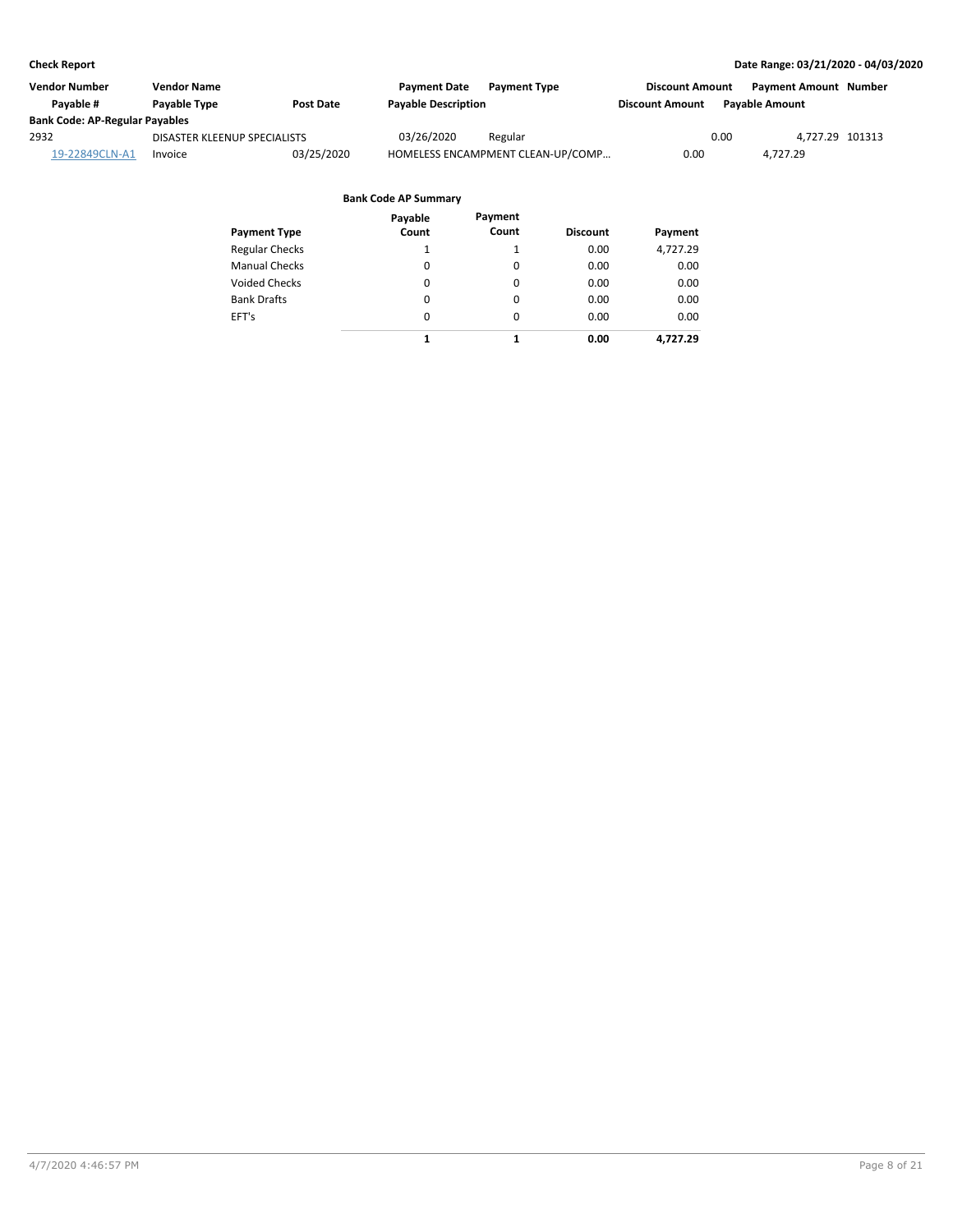**Check Report**

**Date Range: 03/21/2020 - 04/03/2020**

| Vendor Number | Vendor Name | | Payment Date | Payment Type | Discount Amount | Payment Amount | Number |
|---|---|---|---|---|---|---|---|
| Payable # | Payable Type | Post Date | Payable Description | | Discount Amount | Payable Amount | |
| **Bank Code: AP-Regular Payables** | | | | | | | |
| 2932 | DISASTER KLEENUP SPECIALISTS | | 03/26/2020 | Regular | 0.00 | 4,727.29 | 101313 |
| 19-22849CLN-A1 | Invoice | 03/25/2020 | HOMELESS ENCAMPMENT CLEAN-UP/COMP... | | 0.00 | 4,727.29 | |

**Bank Code AP Summary**

| Payment Type | Payable Count | Payment Count | Discount | Payment |
|---|---|---|---|---|
| Regular Checks | 1 | 1 | 0.00 | 4,727.29 |
| Manual Checks | 0 | 0 | 0.00 | 0.00 |
| Voided Checks | 0 | 0 | 0.00 | 0.00 |
| Bank Drafts | 0 | 0 | 0.00 | 0.00 |
| EFT's | 0 | 0 | 0.00 | 0.00 |
| | **1** | **1** | **0.00** | **4,727.29** |

4/7/2020 4:46:57 PM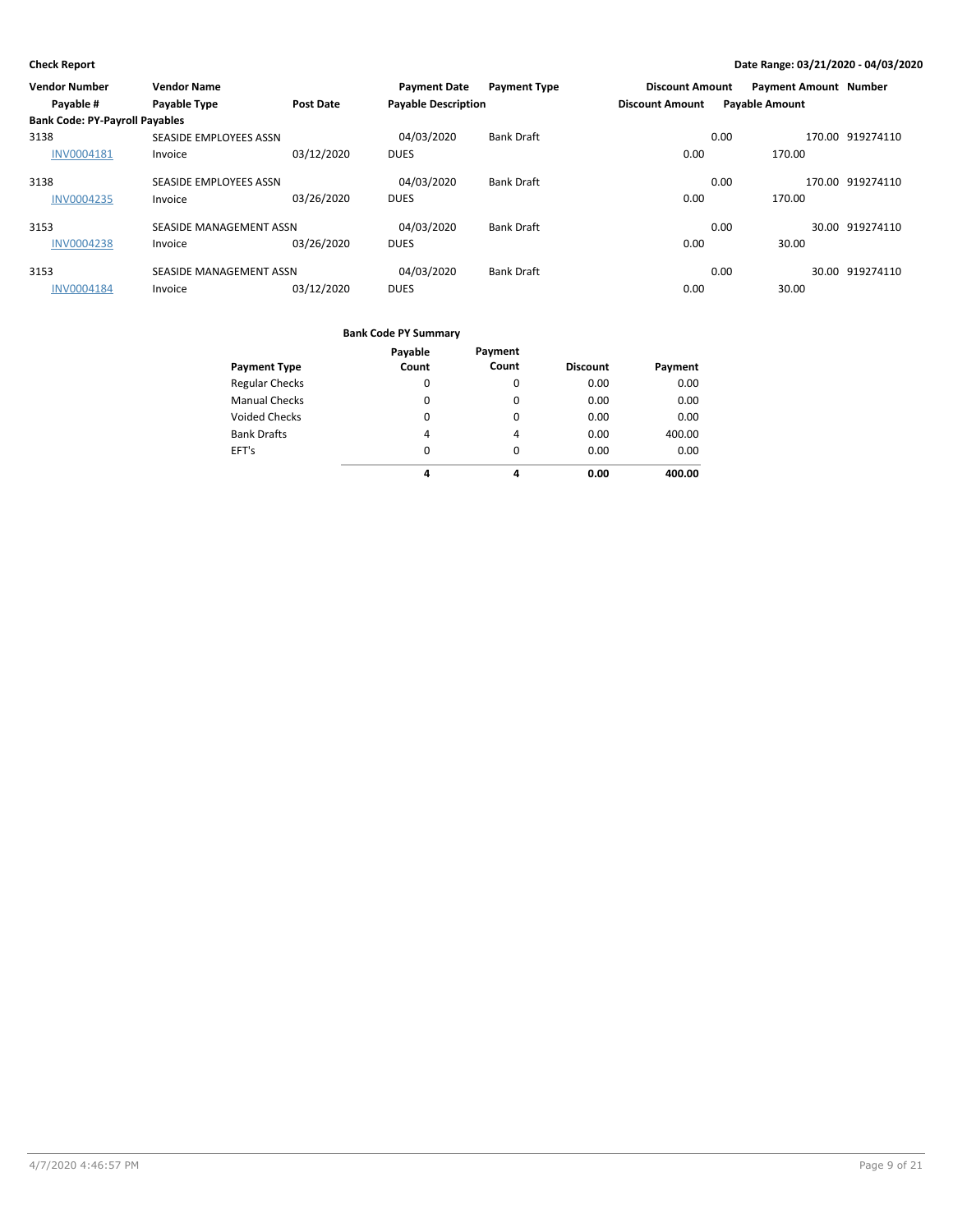**Check Report** — Date Range: 03/21/2020 - 04/03/2020

| Vendor Number | Vendor Name | | Payment Date | Payment Type | Discount Amount | Payment Amount | Number |
|---|---|---|---|---|---|---|---|
| Payable # | Payable Type | Post Date | Payable Description | | Discount Amount | Payable Amount | |
| **Bank Code: PY-Payroll Payables** | | | | | | | |
| 3138 | SEASIDE EMPLOYEES ASSN | | 04/03/2020 | Bank Draft | 0.00 | 170.00 | 919274110 |
| INV0004181 | Invoice | 03/12/2020 | DUES | | 0.00 | 170.00 | |
| 3138 | SEASIDE EMPLOYEES ASSN | | 04/03/2020 | Bank Draft | 0.00 | 170.00 | 919274110 |
| INV0004235 | Invoice | 03/26/2020 | DUES | | 0.00 | 170.00 | |
| 3153 | SEASIDE MANAGEMENT ASSN | | 04/03/2020 | Bank Draft | 0.00 | 30.00 | 919274110 |
| INV0004238 | Invoice | 03/26/2020 | DUES | | 0.00 | 30.00 | |
| 3153 | SEASIDE MANAGEMENT ASSN | | 04/03/2020 | Bank Draft | 0.00 | 30.00 | 919274110 |
| INV0004184 | Invoice | 03/12/2020 | DUES | | 0.00 | 30.00 | |

**Bank Code PY Summary**

| Payment Type | Payable Count | Payment Count | Discount | Payment |
|---|---|---|---|---|
| Regular Checks | 0 | 0 | 0.00 | 0.00 |
| Manual Checks | 0 | 0 | 0.00 | 0.00 |
| Voided Checks | 0 | 0 | 0.00 | 0.00 |
| Bank Drafts | 4 | 4 | 0.00 | 400.00 |
| EFT's | 0 | 0 | 0.00 | 0.00 |
| | **4** | **4** | **0.00** | **400.00** |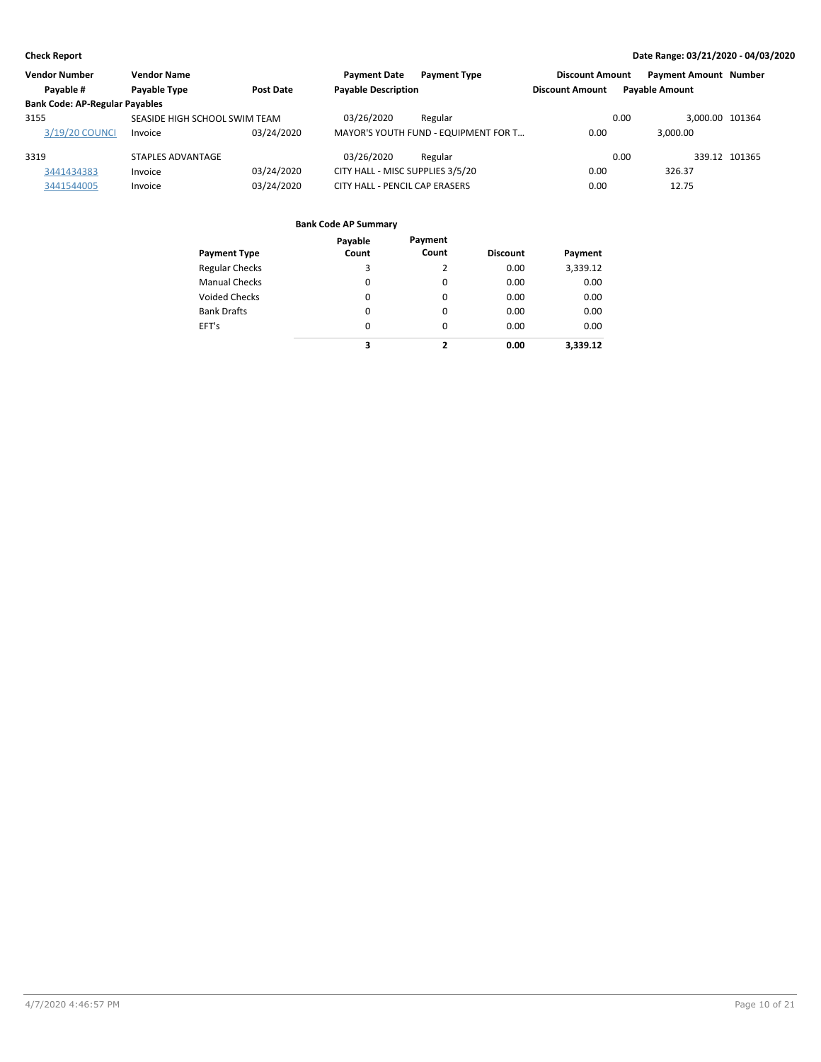**Check Report**

**Date Range: 03/21/2020 - 04/03/2020**

| Vendor Number | Vendor Name | | Payment Date | Payment Type | Discount Amount | Payment Amount | Number |
|---|---|---|---|---|---|---|---|
| Payable # | Payable Type | Post Date | Payable Description | | Discount Amount | Payable Amount | |
| **Bank Code: AP-Regular Payables** | | | | | | | |
| 3155 | SEASIDE HIGH SCHOOL SWIM TEAM | | 03/26/2020 | Regular | 0.00 | 3,000.00 | 101364 |
| 3/19/20 COUNCI | Invoice | 03/24/2020 | MAYOR'S YOUTH FUND - EQUIPMENT FOR T... | | 0.00 | 3,000.00 | |
| 3319 | STAPLES ADVANTAGE | | 03/26/2020 | Regular | 0.00 | 339.12 | 101365 |
| 3441434383 | Invoice | 03/24/2020 | CITY HALL - MISC SUPPLIES 3/5/20 | | 0.00 | 326.37 | |
| 3441544005 | Invoice | 03/24/2020 | CITY HALL - PENCIL CAP ERASERS | | 0.00 | 12.75 | |

**Bank Code AP Summary**

| Payment Type | Payable Count | Payment Count | Discount | Payment |
|---|---|---|---|---|
| Regular Checks | 3 | 2 | 0.00 | 3,339.12 |
| Manual Checks | 0 | 0 | 0.00 | 0.00 |
| Voided Checks | 0 | 0 | 0.00 | 0.00 |
| Bank Drafts | 0 | 0 | 0.00 | 0.00 |
| EFT's | 0 | 0 | 0.00 | 0.00 |
| | **3** | **2** | **0.00** | **3,339.12** |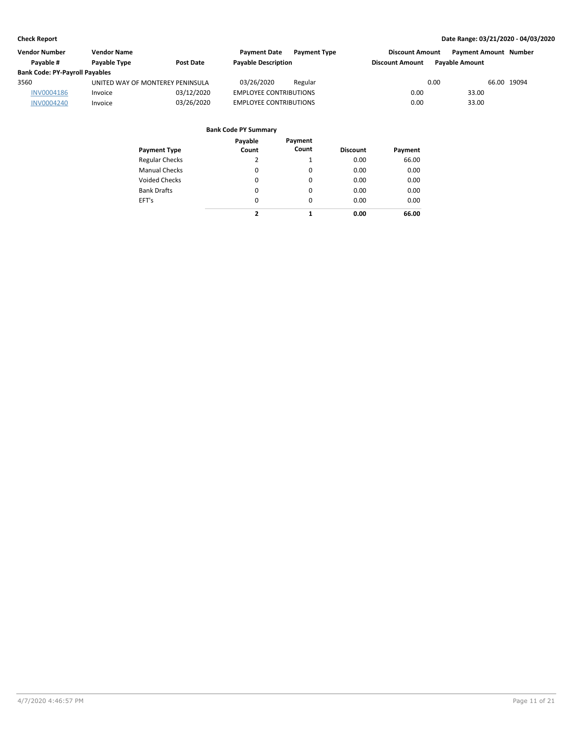| Vendor Number | Vendor Name | | Payment Date | Payment Type | Discount Amount | Payment Amount | Number |
|---|---|---|---|---|---|---|---|
| Payable # | Payable Type | Post Date | Payable Description | | Discount Amount | Payable Amount | |
| **Bank Code: PY-Payroll Payables** | | | | | | | |
| 3560 | UNITED WAY OF MONTEREY PENINSULA | | 03/26/2020 | Regular | 0.00 | 66.00 | 19094 |
| INV0004186 | Invoice | 03/12/2020 | EMPLOYEE CONTRIBUTIONS | | 0.00 | 33.00 | |
| INV0004240 | Invoice | 03/26/2020 | EMPLOYEE CONTRIBUTIONS | | 0.00 | 33.00 | |

**Bank Code PY Summary**

| Payment Type | Payable Count | Payment Count | Discount | Payment |
|---|---|---|---|---|
| Regular Checks | 2 | 1 | 0.00 | 66.00 |
| Manual Checks | 0 | 0 | 0.00 | 0.00 |
| Voided Checks | 0 | 0 | 0.00 | 0.00 |
| Bank Drafts | 0 | 0 | 0.00 | 0.00 |
| EFT's | 0 | 0 | 0.00 | 0.00 |
| | **2** | **1** | **0.00** | **66.00** |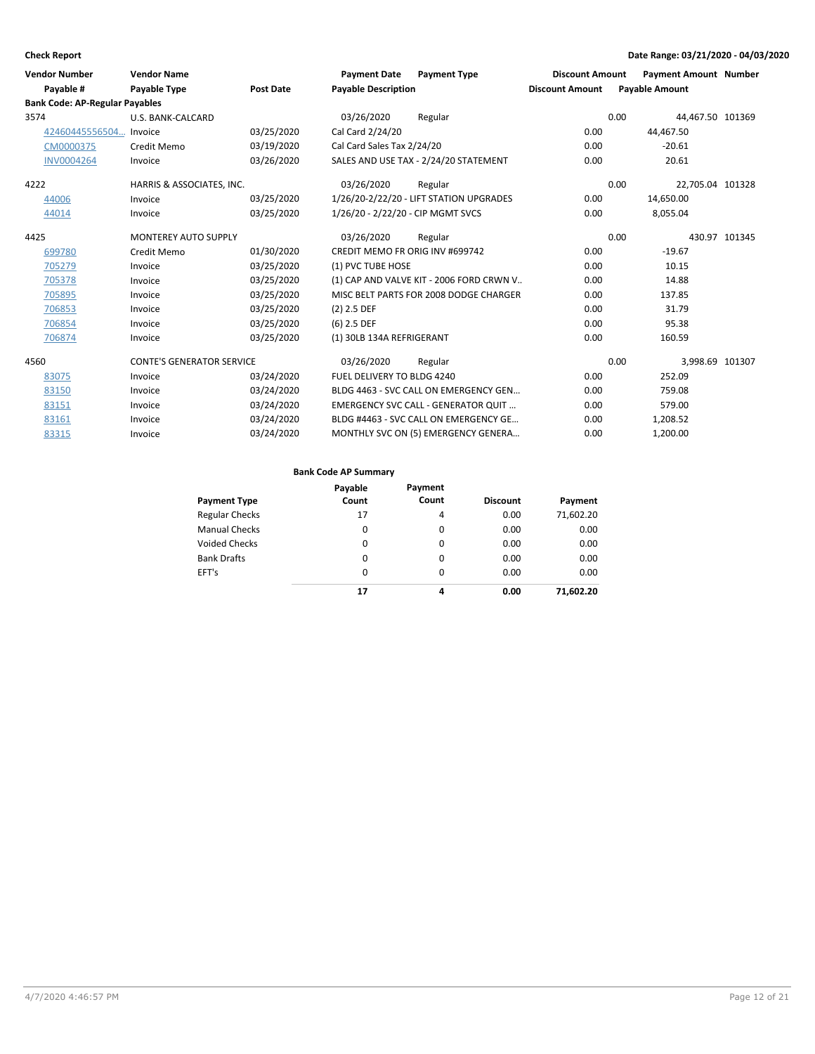**Check Report**

**Date Range: 03/21/2020 - 04/03/2020**

| Vendor Number | Vendor Name | | Payment Date | Payment Type | Discount Amount | Payment Amount | Number |
|---|---|---|---|---|---|---|---|
| Payable # | Payable Type | Post Date | Payable Description | | Discount Amount | Payable Amount | |
| **Bank Code: AP-Regular Payables** | | | | | | | |
| 3574 | U.S. BANK-CALCARD | | 03/26/2020 | Regular | 0.00 | 44,467.50 | 101369 |
| 42460445556504... | Invoice | 03/25/2020 | Cal Card 2/24/20 | | 0.00 | 44,467.50 | |
| CM0000375 | Credit Memo | 03/19/2020 | Cal Card Sales Tax 2/24/20 | | 0.00 | -20.61 | |
| INV0004264 | Invoice | 03/26/2020 | SALES AND USE TAX - 2/24/20 STATEMENT | | 0.00 | 20.61 | |
| 4222 | HARRIS & ASSOCIATES, INC. | | 03/26/2020 | Regular | 0.00 | 22,705.04 | 101328 |
| 44006 | Invoice | 03/25/2020 | 1/26/20-2/22/20 - LIFT STATION UPGRADES | | 0.00 | 14,650.00 | |
| 44014 | Invoice | 03/25/2020 | 1/26/20 - 2/22/20 - CIP MGMT SVCS | | 0.00 | 8,055.04 | |
| 4425 | MONTEREY AUTO SUPPLY | | 03/26/2020 | Regular | 0.00 | 430.97 | 101345 |
| 699780 | Credit Memo | 01/30/2020 | CREDIT MEMO FR ORIG INV #699742 | | 0.00 | -19.67 | |
| 705279 | Invoice | 03/25/2020 | (1) PVC TUBE HOSE | | 0.00 | 10.15 | |
| 705378 | Invoice | 03/25/2020 | (1) CAP AND VALVE KIT - 2006 FORD CRWN V.. | | 0.00 | 14.88 | |
| 705895 | Invoice | 03/25/2020 | MISC BELT PARTS FOR 2008 DODGE CHARGER | | 0.00 | 137.85 | |
| 706853 | Invoice | 03/25/2020 | (2) 2.5 DEF | | 0.00 | 31.79 | |
| 706854 | Invoice | 03/25/2020 | (6) 2.5 DEF | | 0.00 | 95.38 | |
| 706874 | Invoice | 03/25/2020 | (1) 30LB 134A REFRIGERANT | | 0.00 | 160.59 | |
| 4560 | CONTE'S GENERATOR SERVICE | | 03/26/2020 | Regular | 0.00 | 3,998.69 | 101307 |
| 83075 | Invoice | 03/24/2020 | FUEL DELIVERY TO BLDG 4240 | | 0.00 | 252.09 | |
| 83150 | Invoice | 03/24/2020 | BLDG 4463 - SVC CALL ON EMERGENCY GEN... | | 0.00 | 759.08 | |
| 83151 | Invoice | 03/24/2020 | EMERGENCY SVC CALL - GENERATOR QUIT ... | | 0.00 | 579.00 | |
| 83161 | Invoice | 03/24/2020 | BLDG #4463 - SVC CALL ON EMERGENCY GE... | | 0.00 | 1,208.52 | |
| 83315 | Invoice | 03/24/2020 | MONTHLY SVC ON (5) EMERGENCY GENERA... | | 0.00 | 1,200.00 | |

**Bank Code AP Summary**

| Payment Type | Payable Count | Payment Count | Discount | Payment |
|---|---|---|---|---|
| Regular Checks | 17 | 4 | 0.00 | 71,602.20 |
| Manual Checks | 0 | 0 | 0.00 | 0.00 |
| Voided Checks | 0 | 0 | 0.00 | 0.00 |
| Bank Drafts | 0 | 0 | 0.00 | 0.00 |
| EFT's | 0 | 0 | 0.00 | 0.00 |
| | **17** | **4** | **0.00** | **71,602.20** |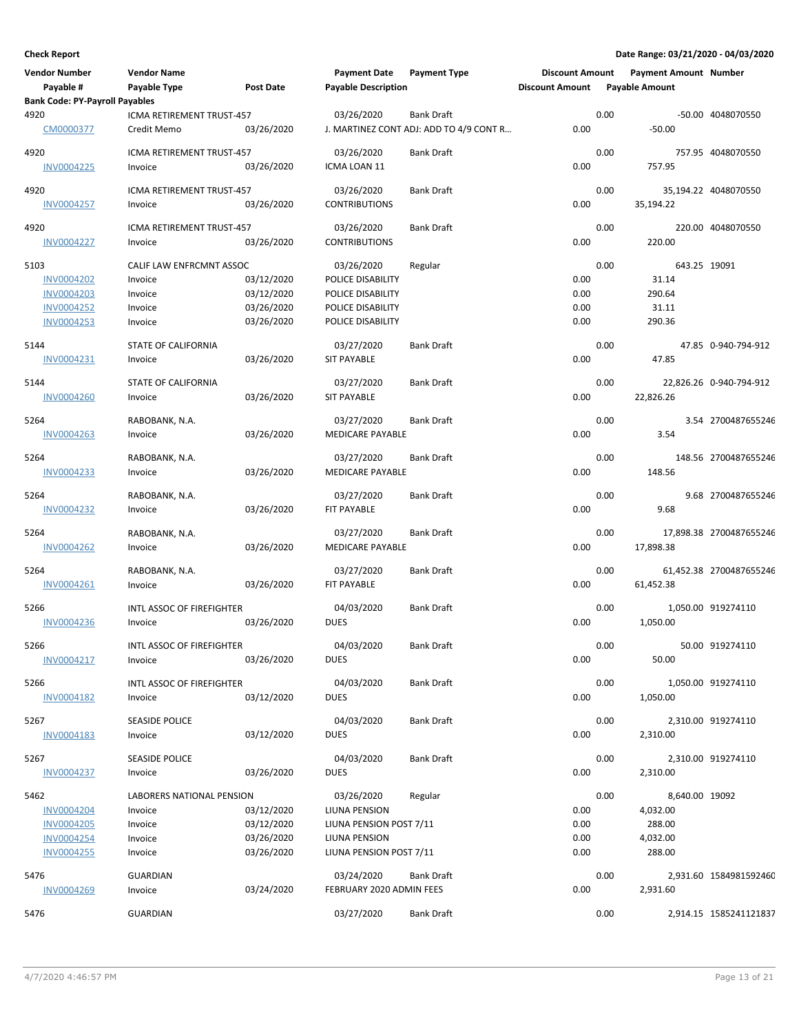**Check Report**

**Date Range: 03/21/2020 - 04/03/2020**

| Vendor Number / Payable # | Vendor Name / Payable Type | Post Date | Payment Date / Payable Description | Payment Type | Discount Amount / Discount Amount | Payment Amount / Payable Amount | Number |
|---|---|---|---|---|---|---|---|
| **Bank Code: PY-Payroll Payables** | | | | | | | |
| 4920 | ICMA RETIREMENT TRUST-457 | | 03/26/2020 | Bank Draft | 0.00 | -50.00 | 4048070550 |
| CM0000377 | Credit Memo | 03/26/2020 | J. MARTINEZ CONT ADJ: ADD TO 4/9 CONT R… | | 0.00 | -50.00 | |
| 4920 | ICMA RETIREMENT TRUST-457 | | 03/26/2020 | Bank Draft | 0.00 | 757.95 | 4048070550 |
| INV0004225 | Invoice | 03/26/2020 | ICMA LOAN 11 | | 0.00 | 757.95 | |
| 4920 | ICMA RETIREMENT TRUST-457 | | 03/26/2020 | Bank Draft | 0.00 | 35,194.22 | 4048070550 |
| INV0004257 | Invoice | 03/26/2020 | CONTRIBUTIONS | | 0.00 | 35,194.22 | |
| 4920 | ICMA RETIREMENT TRUST-457 | | 03/26/2020 | Bank Draft | 0.00 | 220.00 | 4048070550 |
| INV0004227 | Invoice | 03/26/2020 | CONTRIBUTIONS | | 0.00 | 220.00 | |
| 5103 | CALIF LAW ENFRCMNT ASSOC | | 03/26/2020 | Regular | 0.00 | 643.25 | 19091 |
| INV0004202 | Invoice | 03/12/2020 | POLICE DISABILITY | | 0.00 | 31.14 | |
| INV0004203 | Invoice | 03/12/2020 | POLICE DISABILITY | | 0.00 | 290.64 | |
| INV0004252 | Invoice | 03/26/2020 | POLICE DISABILITY | | 0.00 | 31.11 | |
| INV0004253 | Invoice | 03/26/2020 | POLICE DISABILITY | | 0.00 | 290.36 | |
| 5144 | STATE OF CALIFORNIA | | 03/27/2020 | Bank Draft | 0.00 | 47.85 | 0-940-794-912 |
| INV0004231 | Invoice | 03/26/2020 | SIT PAYABLE | | 0.00 | 47.85 | |
| 5144 | STATE OF CALIFORNIA | | 03/27/2020 | Bank Draft | 0.00 | 22,826.26 | 0-940-794-912 |
| INV0004260 | Invoice | 03/26/2020 | SIT PAYABLE | | 0.00 | 22,826.26 | |
| 5264 | RABOBANK, N.A. | | 03/27/2020 | Bank Draft | 0.00 | 3.54 | 2700487655246 |
| INV0004263 | Invoice | 03/26/2020 | MEDICARE PAYABLE | | 0.00 | 3.54 | |
| 5264 | RABOBANK, N.A. | | 03/27/2020 | Bank Draft | 0.00 | 148.56 | 2700487655246 |
| INV0004233 | Invoice | 03/26/2020 | MEDICARE PAYABLE | | 0.00 | 148.56 | |
| 5264 | RABOBANK, N.A. | | 03/27/2020 | Bank Draft | 0.00 | 9.68 | 2700487655246 |
| INV0004232 | Invoice | 03/26/2020 | FIT PAYABLE | | 0.00 | 9.68 | |
| 5264 | RABOBANK, N.A. | | 03/27/2020 | Bank Draft | 0.00 | 17,898.38 | 2700487655246 |
| INV0004262 | Invoice | 03/26/2020 | MEDICARE PAYABLE | | 0.00 | 17,898.38 | |
| 5264 | RABOBANK, N.A. | | 03/27/2020 | Bank Draft | 0.00 | 61,452.38 | 2700487655246 |
| INV0004261 | Invoice | 03/26/2020 | FIT PAYABLE | | 0.00 | 61,452.38 | |
| 5266 | INTL ASSOC OF FIREFIGHTER | | 04/03/2020 | Bank Draft | 0.00 | 1,050.00 | 919274110 |
| INV0004236 | Invoice | 03/26/2020 | DUES | | 0.00 | 1,050.00 | |
| 5266 | INTL ASSOC OF FIREFIGHTER | | 04/03/2020 | Bank Draft | 0.00 | 50.00 | 919274110 |
| INV0004217 | Invoice | 03/26/2020 | DUES | | 0.00 | 50.00 | |
| 5266 | INTL ASSOC OF FIREFIGHTER | | 04/03/2020 | Bank Draft | 0.00 | 1,050.00 | 919274110 |
| INV0004182 | Invoice | 03/12/2020 | DUES | | 0.00 | 1,050.00 | |
| 5267 | SEASIDE POLICE | | 04/03/2020 | Bank Draft | 0.00 | 2,310.00 | 919274110 |
| INV0004183 | Invoice | 03/12/2020 | DUES | | 0.00 | 2,310.00 | |
| 5267 | SEASIDE POLICE | | 04/03/2020 | Bank Draft | 0.00 | 2,310.00 | 919274110 |
| INV0004237 | Invoice | 03/26/2020 | DUES | | 0.00 | 2,310.00 | |
| 5462 | LABORERS NATIONAL PENSION | | 03/26/2020 | Regular | 0.00 | 8,640.00 | 19092 |
| INV0004204 | Invoice | 03/12/2020 | LIUNA PENSION | | 0.00 | 4,032.00 | |
| INV0004205 | Invoice | 03/12/2020 | LIUNA PENSION POST 7/11 | | 0.00 | 288.00 | |
| INV0004254 | Invoice | 03/26/2020 | LIUNA PENSION | | 0.00 | 4,032.00 | |
| INV0004255 | Invoice | 03/26/2020 | LIUNA PENSION POST 7/11 | | 0.00 | 288.00 | |
| 5476 | GUARDIAN | | 03/24/2020 | Bank Draft | 0.00 | 2,931.60 | 1584981592460 |
| INV0004269 | Invoice | 03/24/2020 | FEBRUARY 2020 ADMIN FEES | | 0.00 | 2,931.60 | |
| 5476 | GUARDIAN | | 03/27/2020 | Bank Draft | 0.00 | 2,914.15 | 1585241121837 |

4/7/2020 4:46:57 PM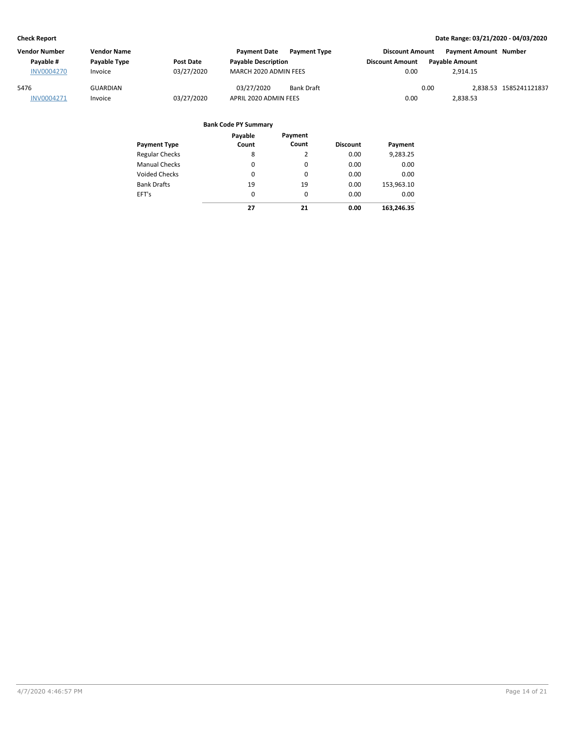| Vendor Number | Vendor Name | | Payment Date | Payment Type | Discount Amount | Payment Amount | Number |
|---|---|---|---|---|---|---|---|
| Payable # | Payable Type | Post Date | Payable Description | | Discount Amount | Payable Amount | |
| INV0004270 | Invoice | 03/27/2020 | MARCH 2020 ADMIN FEES | | 0.00 | 2,914.15 | |
| 5476 | GUARDIAN | | 03/27/2020 | Bank Draft | 0.00 | 2,838.53 | 1585241121837 |
| INV0004271 | Invoice | 03/27/2020 | APRIL 2020 ADMIN FEES | | 0.00 | 2,838.53 | |

**Bank Code PY Summary**

| Payment Type | Payable Count | Payment Count | Discount | Payment |
|---|---|---|---|---|
| Regular Checks | 8 | 2 | 0.00 | 9,283.25 |
| Manual Checks | 0 | 0 | 0.00 | 0.00 |
| Voided Checks | 0 | 0 | 0.00 | 0.00 |
| Bank Drafts | 19 | 19 | 0.00 | 153,963.10 |
| EFT's | 0 | 0 | 0.00 | 0.00 |
| | **27** | **21** | **0.00** | **163,246.35** |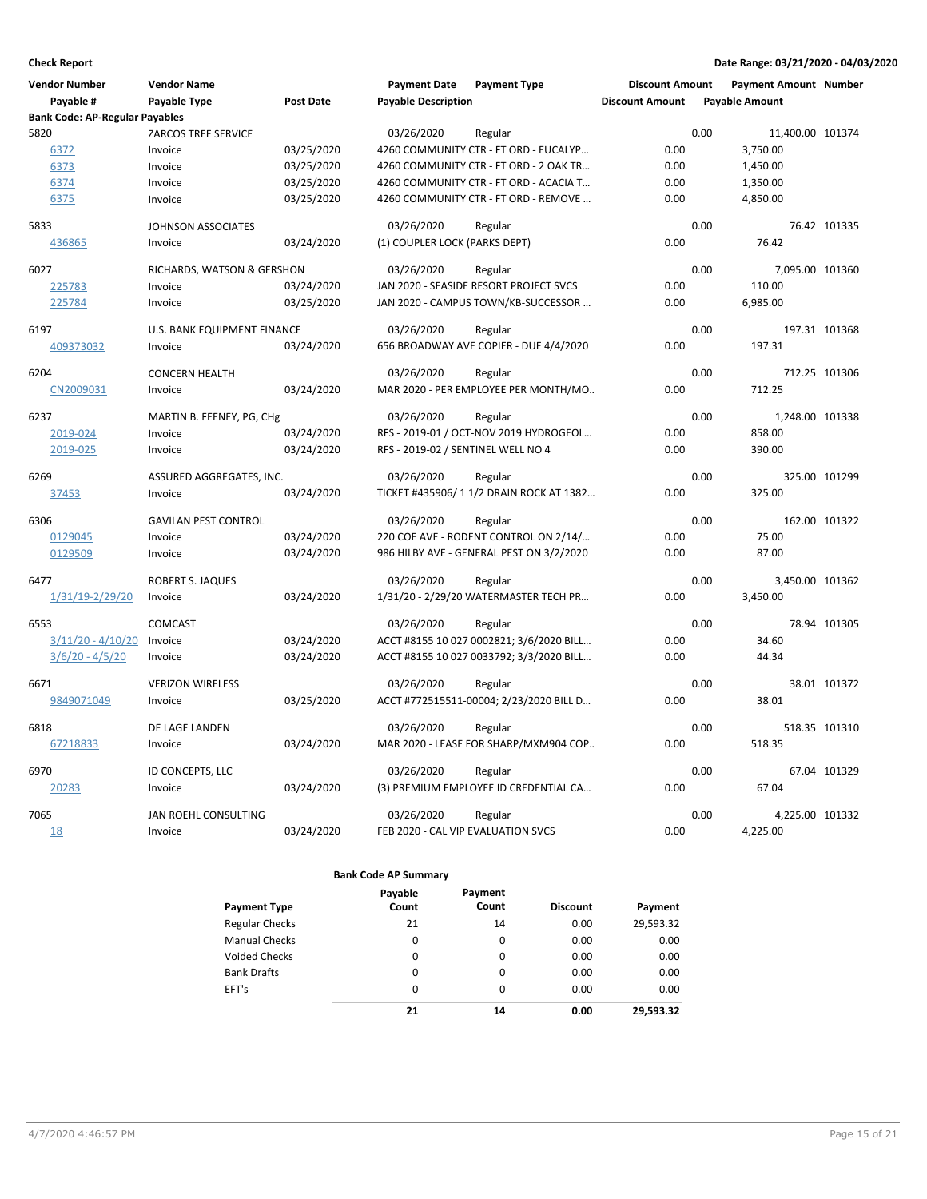**Check Report**

**Date Range: 03/21/2020 - 04/03/2020**

| Vendor Number | Vendor Name | | Payment Date | Payment Type | Discount Amount | Payment Amount | Number |
|---|---|---|---|---|---|---|---|
| Payable # | Payable Type | Post Date | Payable Description | | Discount Amount | Payable Amount | |
| **Bank Code: AP-Regular Payables** | | | | | | | |
| 5820 | ZARCOS TREE SERVICE | | 03/26/2020 | Regular | 0.00 | 11,400.00 | 101374 |
| 6372 | Invoice | 03/25/2020 | 4260 COMMUNITY CTR - FT ORD - EUCALYP… | | 0.00 | 3,750.00 | |
| 6373 | Invoice | 03/25/2020 | 4260 COMMUNITY CTR - FT ORD - 2 OAK TR… | | 0.00 | 1,450.00 | |
| 6374 | Invoice | 03/25/2020 | 4260 COMMUNITY CTR - FT ORD - ACACIA T… | | 0.00 | 1,350.00 | |
| 6375 | Invoice | 03/25/2020 | 4260 COMMUNITY CTR - FT ORD - REMOVE … | | 0.00 | 4,850.00 | |
| 5833 | JOHNSON ASSOCIATES | | 03/26/2020 | Regular | 0.00 | 76.42 | 101335 |
| 436865 | Invoice | 03/24/2020 | (1) COUPLER LOCK (PARKS DEPT) | | 0.00 | 76.42 | |
| 6027 | RICHARDS, WATSON & GERSHON | | 03/26/2020 | Regular | 0.00 | 7,095.00 | 101360 |
| 225783 | Invoice | 03/24/2020 | JAN 2020 - SEASIDE RESORT PROJECT SVCS | | 0.00 | 110.00 | |
| 225784 | Invoice | 03/25/2020 | JAN 2020 - CAMPUS TOWN/KB-SUCCESSOR … | | 0.00 | 6,985.00 | |
| 6197 | U.S. BANK EQUIPMENT FINANCE | | 03/26/2020 | Regular | 0.00 | 197.31 | 101368 |
| 409373032 | Invoice | 03/24/2020 | 656 BROADWAY AVE COPIER - DUE 4/4/2020 | | 0.00 | 197.31 | |
| 6204 | CONCERN HEALTH | | 03/26/2020 | Regular | 0.00 | 712.25 | 101306 |
| CN2009031 | Invoice | 03/24/2020 | MAR 2020 - PER EMPLOYEE PER MONTH/MO.. | | 0.00 | 712.25 | |
| 6237 | MARTIN B. FEENEY, PG, CHg | | 03/26/2020 | Regular | 0.00 | 1,248.00 | 101338 |
| 2019-024 | Invoice | 03/24/2020 | RFS - 2019-01 / OCT-NOV 2019 HYDROGEOL… | | 0.00 | 858.00 | |
| 2019-025 | Invoice | 03/24/2020 | RFS - 2019-02 / SENTINEL WELL NO 4 | | 0.00 | 390.00 | |
| 6269 | ASSURED AGGREGATES, INC. | | 03/26/2020 | Regular | 0.00 | 325.00 | 101299 |
| 37453 | Invoice | 03/24/2020 | TICKET #435906/ 1 1/2 DRAIN ROCK AT 1382… | | 0.00 | 325.00 | |
| 6306 | GAVILAN PEST CONTROL | | 03/26/2020 | Regular | 0.00 | 162.00 | 101322 |
| 0129045 | Invoice | 03/24/2020 | 220 COE AVE - RODENT CONTROL ON 2/14/… | | 0.00 | 75.00 | |
| 0129509 | Invoice | 03/24/2020 | 986 HILBY AVE - GENERAL PEST ON 3/2/2020 | | 0.00 | 87.00 | |
| 6477 | ROBERT S. JAQUES | | 03/26/2020 | Regular | 0.00 | 3,450.00 | 101362 |
| 1/31/19-2/29/20 | Invoice | 03/24/2020 | 1/31/20 - 2/29/20 WATERMASTER TECH PR… | | 0.00 | 3,450.00 | |
| 6553 | COMCAST | | 03/26/2020 | Regular | 0.00 | 78.94 | 101305 |
| 3/11/20 - 4/10/20 | Invoice | 03/24/2020 | ACCT #8155 10 027 0002821; 3/6/2020 BILL… | | 0.00 | 34.60 | |
| 3/6/20 - 4/5/20 | Invoice | 03/24/2020 | ACCT #8155 10 027 0033792; 3/3/2020 BILL… | | 0.00 | 44.34 | |
| 6671 | VERIZON WIRELESS | | 03/26/2020 | Regular | 0.00 | 38.01 | 101372 |
| 9849071049 | Invoice | 03/25/2020 | ACCT #772515511-00004; 2/23/2020 BILL D… | | 0.00 | 38.01 | |
| 6818 | DE LAGE LANDEN | | 03/26/2020 | Regular | 0.00 | 518.35 | 101310 |
| 67218833 | Invoice | 03/24/2020 | MAR 2020 - LEASE FOR SHARP/MXM904 COP.. | | 0.00 | 518.35 | |
| 6970 | ID CONCEPTS, LLC | | 03/26/2020 | Regular | 0.00 | 67.04 | 101329 |
| 20283 | Invoice | 03/24/2020 | (3) PREMIUM EMPLOYEE ID CREDENTIAL CA… | | 0.00 | 67.04 | |
| 7065 | JAN ROEHL CONSULTING | | 03/26/2020 | Regular | 0.00 | 4,225.00 | 101332 |
| 18 | Invoice | 03/24/2020 | FEB 2020 - CAL VIP EVALUATION SVCS | | 0.00 | 4,225.00 | |

**Bank Code AP Summary**

| Payment Type | Payable Count | Payment Count | Discount | Payment |
|---|---|---|---|---|
| Regular Checks | 21 | 14 | 0.00 | 29,593.32 |
| Manual Checks | 0 | 0 | 0.00 | 0.00 |
| Voided Checks | 0 | 0 | 0.00 | 0.00 |
| Bank Drafts | 0 | 0 | 0.00 | 0.00 |
| EFT's | 0 | 0 | 0.00 | 0.00 |
| | **21** | **14** | **0.00** | **29,593.32** |

4/7/2020 4:46:57 PM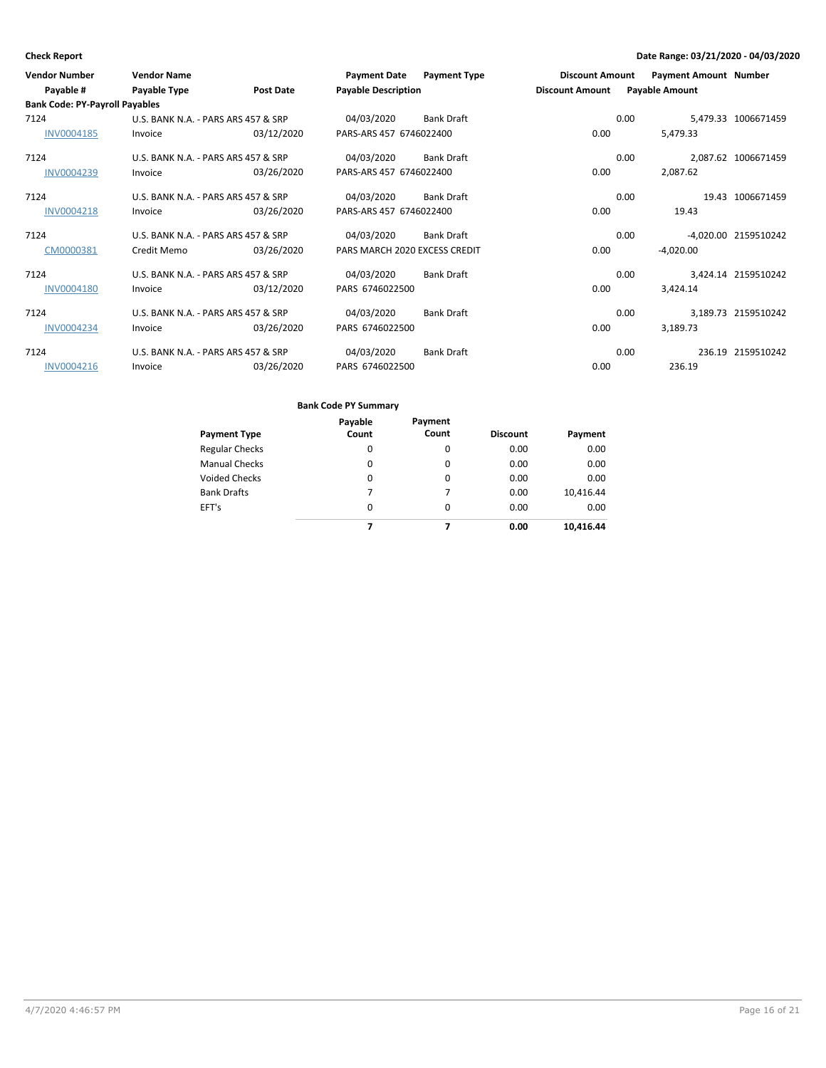**Check Report**

**Date Range: 03/21/2020 - 04/03/2020**

| Vendor Number / Payable # | Vendor Name / Payable Type | Post Date | Payment Date / Payable Description | Payment Type | Discount Amount | Payment Amount / Payable Amount | Number |
|---|---|---|---|---|---|---|---|
| **Bank Code: PY-Payroll Payables** | | | | | | | |
| 7124 | U.S. BANK N.A. - PARS ARS 457 & SRP | | 04/03/2020 | Bank Draft | 0.00 | 5,479.33 | 1006671459 |
| INV0004185 | Invoice | 03/12/2020 | PARS-ARS 457 6746022400 | | 0.00 | 5,479.33 | |
| 7124 | U.S. BANK N.A. - PARS ARS 457 & SRP | | 04/03/2020 | Bank Draft | 0.00 | 2,087.62 | 1006671459 |
| INV0004239 | Invoice | 03/26/2020 | PARS-ARS 457 6746022400 | | 0.00 | 2,087.62 | |
| 7124 | U.S. BANK N.A. - PARS ARS 457 & SRP | | 04/03/2020 | Bank Draft | 0.00 | 19.43 | 1006671459 |
| INV0004218 | Invoice | 03/26/2020 | PARS-ARS 457 6746022400 | | 0.00 | 19.43 | |
| 7124 | U.S. BANK N.A. - PARS ARS 457 & SRP | | 04/03/2020 | Bank Draft | 0.00 | -4,020.00 | 2159510242 |
| CM0000381 | Credit Memo | 03/26/2020 | PARS MARCH 2020 EXCESS CREDIT | | 0.00 | -4,020.00 | |
| 7124 | U.S. BANK N.A. - PARS ARS 457 & SRP | | 04/03/2020 | Bank Draft | 0.00 | 3,424.14 | 2159510242 |
| INV0004180 | Invoice | 03/12/2020 | PARS 6746022500 | | 0.00 | 3,424.14 | |
| 7124 | U.S. BANK N.A. - PARS ARS 457 & SRP | | 04/03/2020 | Bank Draft | 0.00 | 3,189.73 | 2159510242 |
| INV0004234 | Invoice | 03/26/2020 | PARS 6746022500 | | 0.00 | 3,189.73 | |
| 7124 | U.S. BANK N.A. - PARS ARS 457 & SRP | | 04/03/2020 | Bank Draft | 0.00 | 236.19 | 2159510242 |
| INV0004216 | Invoice | 03/26/2020 | PARS 6746022500 | | 0.00 | 236.19 | |

**Bank Code PY Summary**

| Payment Type | Payable Count | Payment Count | Discount | Payment |
|---|---|---|---|---|
| Regular Checks | 0 | 0 | 0.00 | 0.00 |
| Manual Checks | 0 | 0 | 0.00 | 0.00 |
| Voided Checks | 0 | 0 | 0.00 | 0.00 |
| Bank Drafts | 7 | 7 | 0.00 | 10,416.44 |
| EFT's | 0 | 0 | 0.00 | 0.00 |
| | **7** | **7** | **0.00** | **10,416.44** |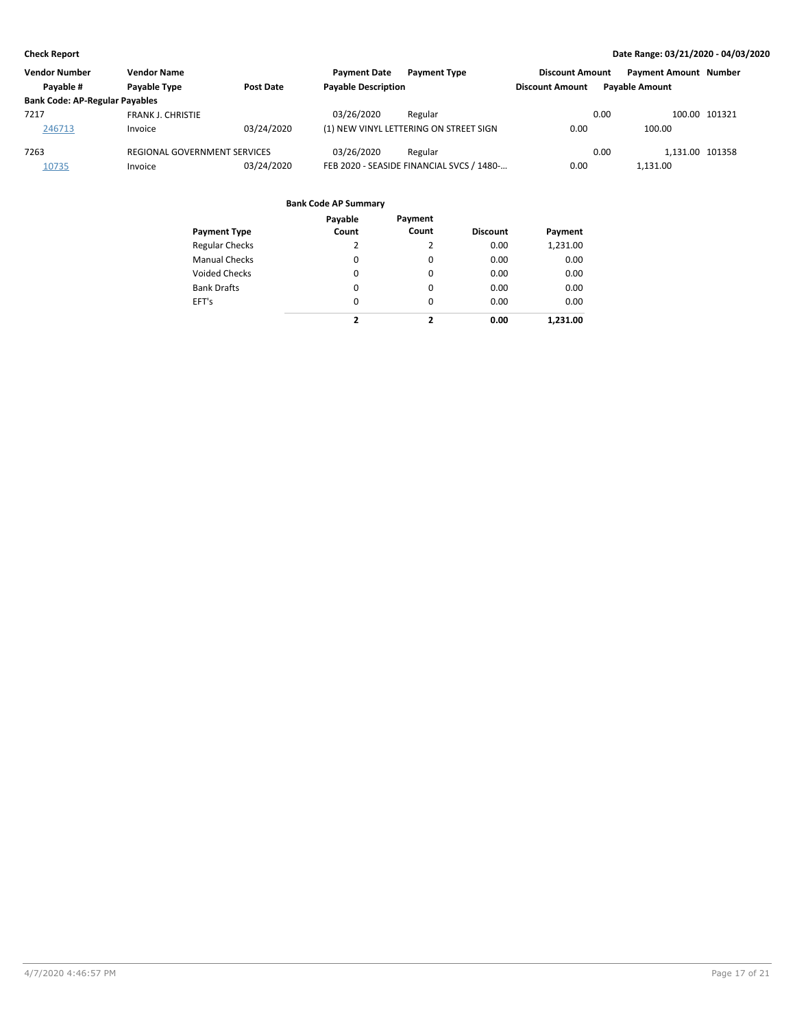**Check Report** | **Date Range: 03/21/2020 - 04/03/2020**

| Vendor Number / Payable # | Vendor Name / Payable Type | Post Date | Payment Date / Payable Description | Payment Type | Discount Amount / Discount Amount | Payment Amount / Payable Amount | Number |
|---|---|---|---|---|---|---|---|
| **Bank Code: AP-Regular Payables** | | | | | | | |
| 7217 | FRANK J. CHRISTIE | | 03/26/2020 | Regular | 0.00 | 100.00 | 101321 |
| 246713 | Invoice | 03/24/2020 | (1) NEW VINYL LETTERING ON STREET SIGN | | 0.00 | 100.00 | |
| 7263 | REGIONAL GOVERNMENT SERVICES | | 03/26/2020 | Regular | 0.00 | 1,131.00 | 101358 |
| 10735 | Invoice | 03/24/2020 | FEB 2020 - SEASIDE FINANCIAL SVCS / 1480-... | | 0.00 | 1,131.00 | |

**Bank Code AP Summary**

| Payment Type | Payable Count | Payment Count | Discount | Payment |
|---|---|---|---|---|
| Regular Checks | 2 | 2 | 0.00 | 1,231.00 |
| Manual Checks | 0 | 0 | 0.00 | 0.00 |
| Voided Checks | 0 | 0 | 0.00 | 0.00 |
| Bank Drafts | 0 | 0 | 0.00 | 0.00 |
| EFT's | 0 | 0 | 0.00 | 0.00 |
| | **2** | **2** | **0.00** | **1,231.00** |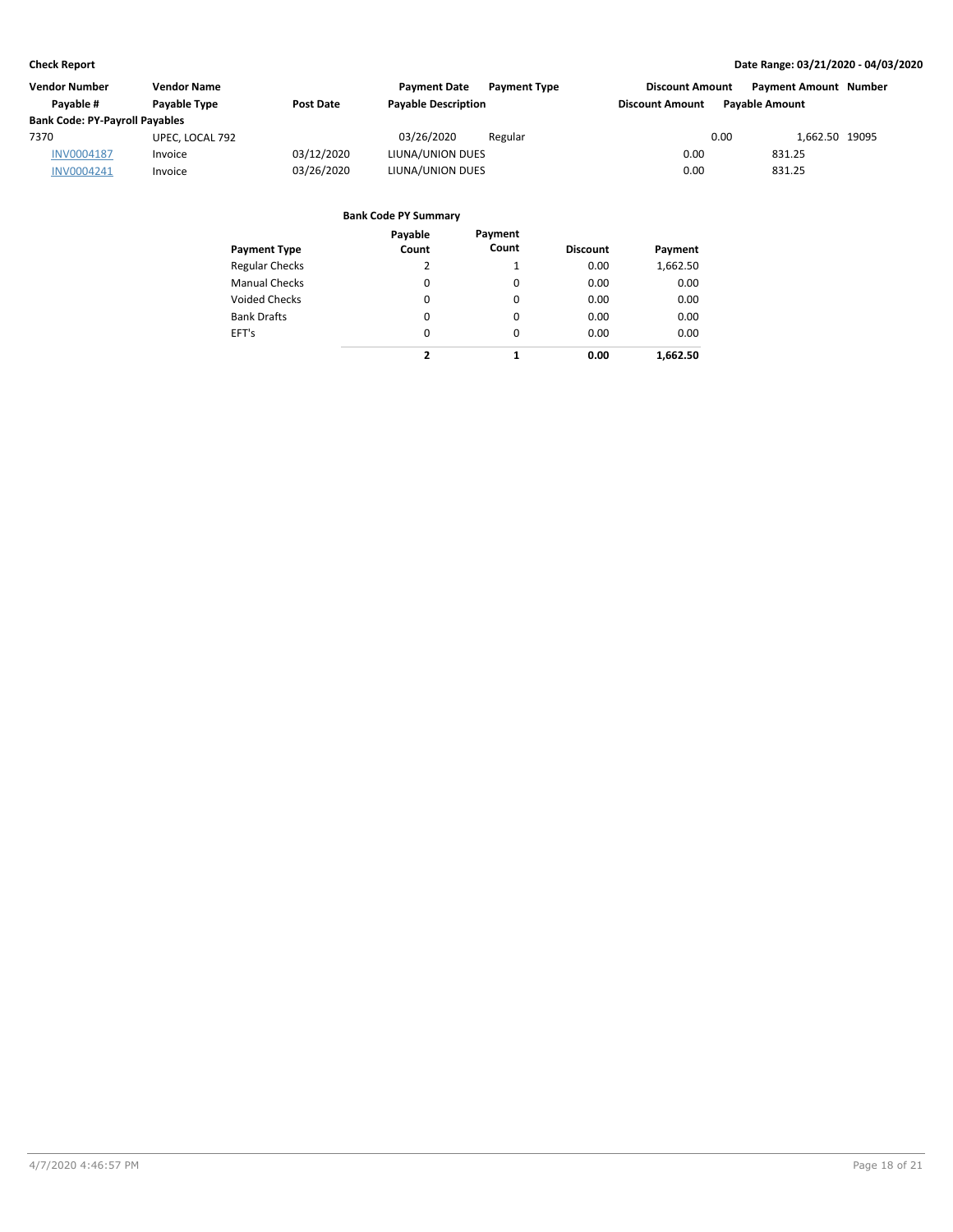| Vendor Number | Vendor Name | | Payment Date | Payment Type | Discount Amount | Payment Amount | Number |
|---|---|---|---|---|---|---|---|
| Payable # | Payable Type | Post Date | Payable Description | | Discount Amount | Payable Amount | |
| **Bank Code: PY-Payroll Payables** | | | | | | | |
| 7370 | UPEC, LOCAL 792 | | 03/26/2020 | Regular | 0.00 | 1,662.50 | 19095 |
| INV0004187 | Invoice | 03/12/2020 | LIUNA/UNION DUES | | 0.00 | 831.25 | |
| INV0004241 | Invoice | 03/26/2020 | LIUNA/UNION DUES | | 0.00 | 831.25 | |

**Bank Code PY Summary**

| Payment Type | Payable Count | Payment Count | Discount | Payment |
|---|---|---|---|---|
| Regular Checks | 2 | 1 | 0.00 | 1,662.50 |
| Manual Checks | 0 | 0 | 0.00 | 0.00 |
| Voided Checks | 0 | 0 | 0.00 | 0.00 |
| Bank Drafts | 0 | 0 | 0.00 | 0.00 |
| EFT's | 0 | 0 | 0.00 | 0.00 |
| | **2** | **1** | **0.00** | **1,662.50** |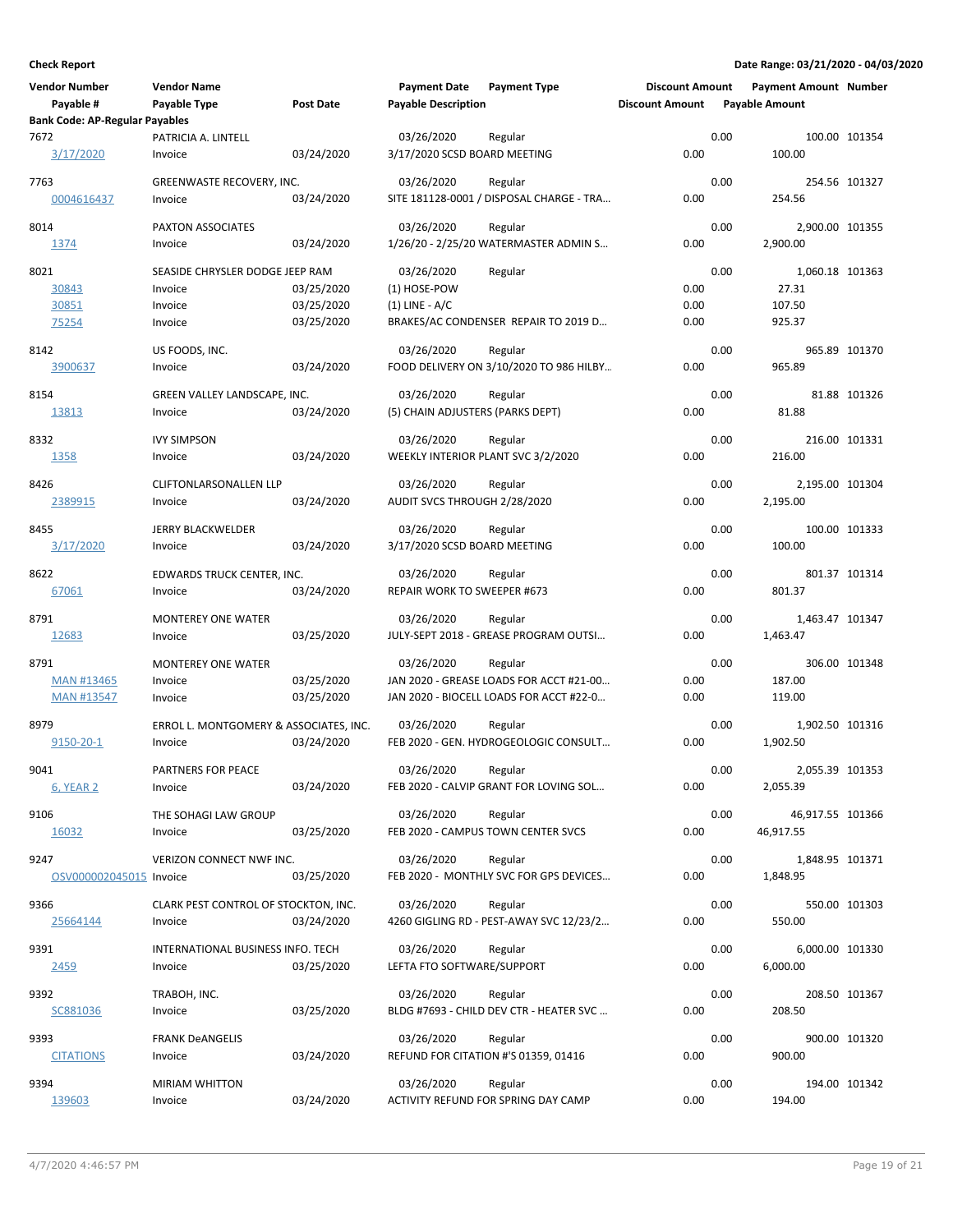**Check Report**

**Date Range: 03/21/2020 - 04/03/2020**

| Vendor Number / Payable # | Vendor Name / Payable Type | Post Date | Payment Date / Payable Description | Payment Type | Discount Amount / Discount Amount | Payment Amount / Payable Amount | Number |
|---|---|---|---|---|---|---|---|
| **Bank Code: AP-Regular Payables** | | | | | | | |
| 7672 | PATRICIA A. LINTELL | | 03/26/2020 | Regular | 0.00 | 100.00 | 101354 |
| 3/17/2020 | Invoice | 03/24/2020 | 3/17/2020 SCSD BOARD MEETING | | 0.00 | 100.00 | |
| 7763 | GREENWASTE RECOVERY, INC. | | 03/26/2020 | Regular | 0.00 | 254.56 | 101327 |
| 0004616437 | Invoice | 03/24/2020 | SITE 181128-0001 / DISPOSAL CHARGE - TRA... | | 0.00 | 254.56 | |
| 8014 | PAXTON ASSOCIATES | | 03/26/2020 | Regular | 0.00 | 2,900.00 | 101355 |
| 1374 | Invoice | 03/24/2020 | 1/26/20 - 2/25/20 WATERMASTER ADMIN S... | | 0.00 | 2,900.00 | |
| 8021 | SEASIDE CHRYSLER DODGE JEEP RAM | | 03/26/2020 | Regular | 0.00 | 1,060.18 | 101363 |
| 30843 | Invoice | 03/25/2020 | (1) HOSE-POW | | 0.00 | 27.31 | |
| 30851 | Invoice | 03/25/2020 | (1) LINE - A/C | | 0.00 | 107.50 | |
| 75254 | Invoice | 03/25/2020 | BRAKES/AC CONDENSER REPAIR TO 2019 D... | | 0.00 | 925.37 | |
| 8142 | US FOODS, INC. | | 03/26/2020 | Regular | 0.00 | 965.89 | 101370 |
| 3900637 | Invoice | 03/24/2020 | FOOD DELIVERY ON 3/10/2020 TO 986 HILBY... | | 0.00 | 965.89 | |
| 8154 | GREEN VALLEY LANDSCAPE, INC. | | 03/26/2020 | Regular | 0.00 | 81.88 | 101326 |
| 13813 | Invoice | 03/24/2020 | (5) CHAIN ADJUSTERS (PARKS DEPT) | | 0.00 | 81.88 | |
| 8332 | IVY SIMPSON | | 03/26/2020 | Regular | 0.00 | 216.00 | 101331 |
| 1358 | Invoice | 03/24/2020 | WEEKLY INTERIOR PLANT SVC 3/2/2020 | | 0.00 | 216.00 | |
| 8426 | CLIFTONLARSONALLEN LLP | | 03/26/2020 | Regular | 0.00 | 2,195.00 | 101304 |
| 2389915 | Invoice | 03/24/2020 | AUDIT SVCS THROUGH 2/28/2020 | | 0.00 | 2,195.00 | |
| 8455 | JERRY BLACKWELDER | | 03/26/2020 | Regular | 0.00 | 100.00 | 101333 |
| 3/17/2020 | Invoice | 03/24/2020 | 3/17/2020 SCSD BOARD MEETING | | 0.00 | 100.00 | |
| 8622 | EDWARDS TRUCK CENTER, INC. | | 03/26/2020 | Regular | 0.00 | 801.37 | 101314 |
| 67061 | Invoice | 03/24/2020 | REPAIR WORK TO SWEEPER #673 | | 0.00 | 801.37 | |
| 8791 | MONTEREY ONE WATER | | 03/26/2020 | Regular | 0.00 | 1,463.47 | 101347 |
| 12683 | Invoice | 03/25/2020 | JULY-SEPT 2018 - GREASE PROGRAM OUTSI... | | 0.00 | 1,463.47 | |
| 8791 | MONTEREY ONE WATER | | 03/26/2020 | Regular | 0.00 | 306.00 | 101348 |
| MAN #13465 | Invoice | 03/25/2020 | JAN 2020 - GREASE LOADS FOR ACCT #21-00... | | 0.00 | 187.00 | |
| MAN #13547 | Invoice | 03/25/2020 | JAN 2020 - BIOCELL LOADS FOR ACCT #22-0... | | 0.00 | 119.00 | |
| 8979 | ERROL L. MONTGOMERY & ASSOCIATES, INC. | | 03/26/2020 | Regular | 0.00 | 1,902.50 | 101316 |
| 9150-20-1 | Invoice | 03/24/2020 | FEB 2020 - GEN. HYDROGEOLOGIC CONSULT... | | 0.00 | 1,902.50 | |
| 9041 | PARTNERS FOR PEACE | | 03/26/2020 | Regular | 0.00 | 2,055.39 | 101353 |
| 6, YEAR 2 | Invoice | 03/24/2020 | FEB 2020 - CALVIP GRANT FOR LOVING SOL... | | 0.00 | 2,055.39 | |
| 9106 | THE SOHAGI LAW GROUP | | 03/26/2020 | Regular | 0.00 | 46,917.55 | 101366 |
| 16032 | Invoice | 03/25/2020 | FEB 2020 - CAMPUS TOWN CENTER SVCS | | 0.00 | 46,917.55 | |
| 9247 | VERIZON CONNECT NWF INC. | | 03/26/2020 | Regular | 0.00 | 1,848.95 | 101371 |
| OSV000002045015 | Invoice | 03/25/2020 | FEB 2020 - MONTHLY SVC FOR GPS DEVICES... | | 0.00 | 1,848.95 | |
| 9366 | CLARK PEST CONTROL OF STOCKTON, INC. | | 03/26/2020 | Regular | 0.00 | 550.00 | 101303 |
| 25664144 | Invoice | 03/24/2020 | 4260 GIGLING RD - PEST-AWAY SVC 12/23/2... | | 0.00 | 550.00 | |
| 9391 | INTERNATIONAL BUSINESS INFO. TECH | | 03/26/2020 | Regular | 0.00 | 6,000.00 | 101330 |
| 2459 | Invoice | 03/25/2020 | LEFTA FTO SOFTWARE/SUPPORT | | 0.00 | 6,000.00 | |
| 9392 | TRABOH, INC. | | 03/26/2020 | Regular | 0.00 | 208.50 | 101367 |
| SC881036 | Invoice | 03/25/2020 | BLDG #7693 - CHILD DEV CTR - HEATER SVC ... | | 0.00 | 208.50 | |
| 9393 | FRANK DeANGELIS | | 03/26/2020 | Regular | 0.00 | 900.00 | 101320 |
| CITATIONS | Invoice | 03/24/2020 | REFUND FOR CITATION #'S 01359, 01416 | | 0.00 | 900.00 | |
| 9394 | MIRIAM WHITTON | | 03/26/2020 | Regular | 0.00 | 194.00 | 101342 |
| 139603 | Invoice | 03/24/2020 | ACTIVITY REFUND FOR SPRING DAY CAMP | | 0.00 | 194.00 | |

4/7/2020 4:46:57 PM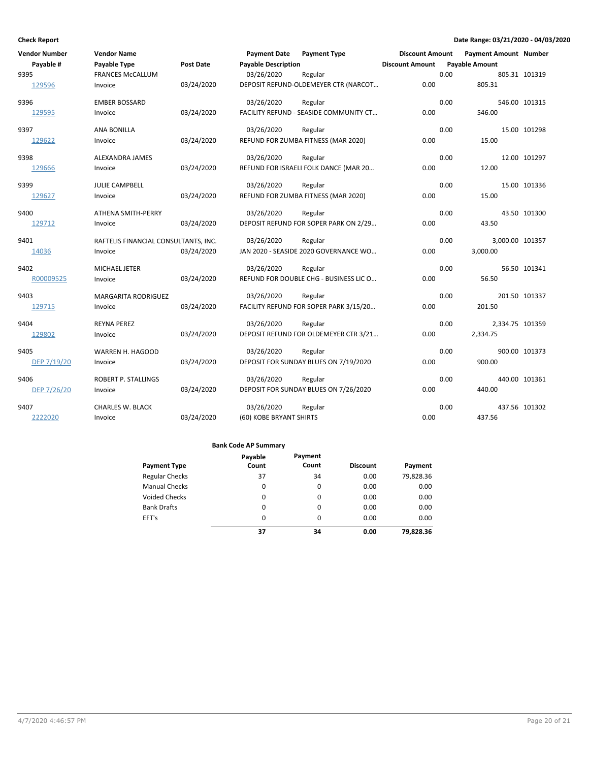**Check Report**

**Date Range: 03/21/2020 - 04/03/2020**

| Vendor Number / Payable # | Vendor Name / Payable Type | Post Date | Payment Date / Payable Description | Payment Type | Discount Amount / Discount Amount | Payment Amount / Payable Amount | Number |
|---|---|---|---|---|---|---|---|
| 9395 | FRANCES McCALLUM | | 03/26/2020 | Regular | 0.00 | 805.31 | 101319 |
| 129596 | Invoice | 03/24/2020 | DEPOSIT REFUND-OLDEMEYER CTR (NARCOT... | | 0.00 | 805.31 | |
| 9396 | EMBER BOSSARD | | 03/26/2020 | Regular | 0.00 | 546.00 | 101315 |
| 129595 | Invoice | 03/24/2020 | FACILITY REFUND - SEASIDE COMMUNITY CT... | | 0.00 | 546.00 | |
| 9397 | ANA BONILLA | | 03/26/2020 | Regular | 0.00 | 15.00 | 101298 |
| 129622 | Invoice | 03/24/2020 | REFUND FOR ZUMBA FITNESS (MAR 2020) | | 0.00 | 15.00 | |
| 9398 | ALEXANDRA JAMES | | 03/26/2020 | Regular | 0.00 | 12.00 | 101297 |
| 129666 | Invoice | 03/24/2020 | REFUND FOR ISRAELI FOLK DANCE (MAR 20... | | 0.00 | 12.00 | |
| 9399 | JULIE CAMPBELL | | 03/26/2020 | Regular | 0.00 | 15.00 | 101336 |
| 129627 | Invoice | 03/24/2020 | REFUND FOR ZUMBA FITNESS (MAR 2020) | | 0.00 | 15.00 | |
| 9400 | ATHENA SMITH-PERRY | | 03/26/2020 | Regular | 0.00 | 43.50 | 101300 |
| 129712 | Invoice | 03/24/2020 | DEPOSIT REFUND FOR SOPER PARK ON 2/29... | | 0.00 | 43.50 | |
| 9401 | RAFTELIS FINANCIAL CONSULTANTS, INC. | | 03/26/2020 | Regular | 0.00 | 3,000.00 | 101357 |
| 14036 | Invoice | 03/24/2020 | JAN 2020 - SEASIDE 2020 GOVERNANCE WO... | | 0.00 | 3,000.00 | |
| 9402 | MICHAEL JETER | | 03/26/2020 | Regular | 0.00 | 56.50 | 101341 |
| R00009525 | Invoice | 03/24/2020 | REFUND FOR DOUBLE CHG - BUSINESS LIC O... | | 0.00 | 56.50 | |
| 9403 | MARGARITA RODRIGUEZ | | 03/26/2020 | Regular | 0.00 | 201.50 | 101337 |
| 129715 | Invoice | 03/24/2020 | FACILITY REFUND FOR SOPER PARK 3/15/20... | | 0.00 | 201.50 | |
| 9404 | REYNA PEREZ | | 03/26/2020 | Regular | 0.00 | 2,334.75 | 101359 |
| 129802 | Invoice | 03/24/2020 | DEPOSIT REFUND FOR OLDEMEYER CTR 3/21... | | 0.00 | 2,334.75 | |
| 9405 | WARREN H. HAGOOD | | 03/26/2020 | Regular | 0.00 | 900.00 | 101373 |
| DEP 7/19/20 | Invoice | 03/24/2020 | DEPOSIT FOR SUNDAY BLUES ON 7/19/2020 | | 0.00 | 900.00 | |
| 9406 | ROBERT P. STALLINGS | | 03/26/2020 | Regular | 0.00 | 440.00 | 101361 |
| DEP 7/26/20 | Invoice | 03/24/2020 | DEPOSIT FOR SUNDAY BLUES ON 7/26/2020 | | 0.00 | 440.00 | |
| 9407 | CHARLES W. BLACK | | 03/26/2020 | Regular | 0.00 | 437.56 | 101302 |
| 2222020 | Invoice | 03/24/2020 | (60) KOBE BRYANT SHIRTS | | 0.00 | 437.56 | |

**Bank Code AP Summary**

| Payment Type | Payable Count | Payment Count | Discount | Payment |
|---|---|---|---|---|
| Regular Checks | 37 | 34 | 0.00 | 79,828.36 |
| Manual Checks | 0 | 0 | 0.00 | 0.00 |
| Voided Checks | 0 | 0 | 0.00 | 0.00 |
| Bank Drafts | 0 | 0 | 0.00 | 0.00 |
| EFT's | 0 | 0 | 0.00 | 0.00 |
| | **37** | **34** | **0.00** | **79,828.36** |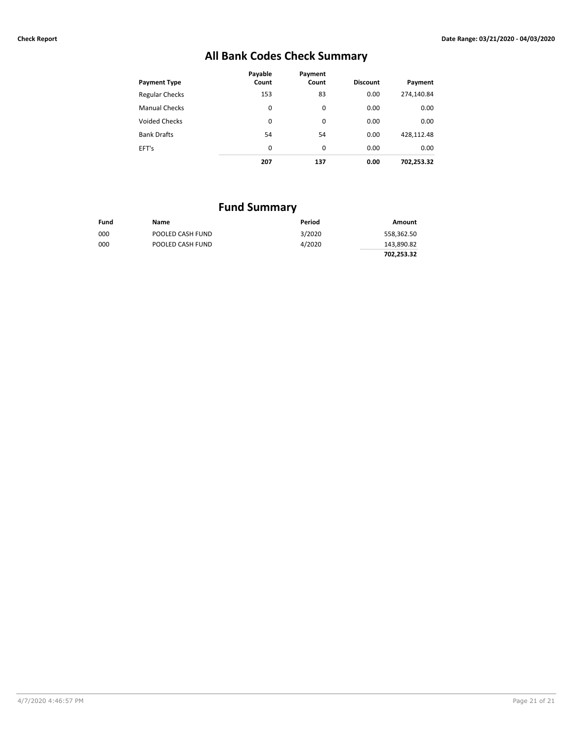## All Bank Codes Check Summary

| Payment Type | Payable Count | Payment Count | Discount | Payment |
|---|---|---|---|---|
| Regular Checks | 153 | 83 | 0.00 | 274,140.84 |
| Manual Checks | 0 | 0 | 0.00 | 0.00 |
| Voided Checks | 0 | 0 | 0.00 | 0.00 |
| Bank Drafts | 54 | 54 | 0.00 | 428,112.48 |
| EFT's | 0 | 0 | 0.00 | 0.00 |
| | **207** | **137** | **0.00** | **702,253.32** |

## Fund Summary

| Fund | Name | Period | Amount |
|---|---|---|---|
| 000 | POOLED CASH FUND | 3/2020 | 558,362.50 |
| 000 | POOLED CASH FUND | 4/2020 | 143,890.82 |
| | | | **702,253.32** |